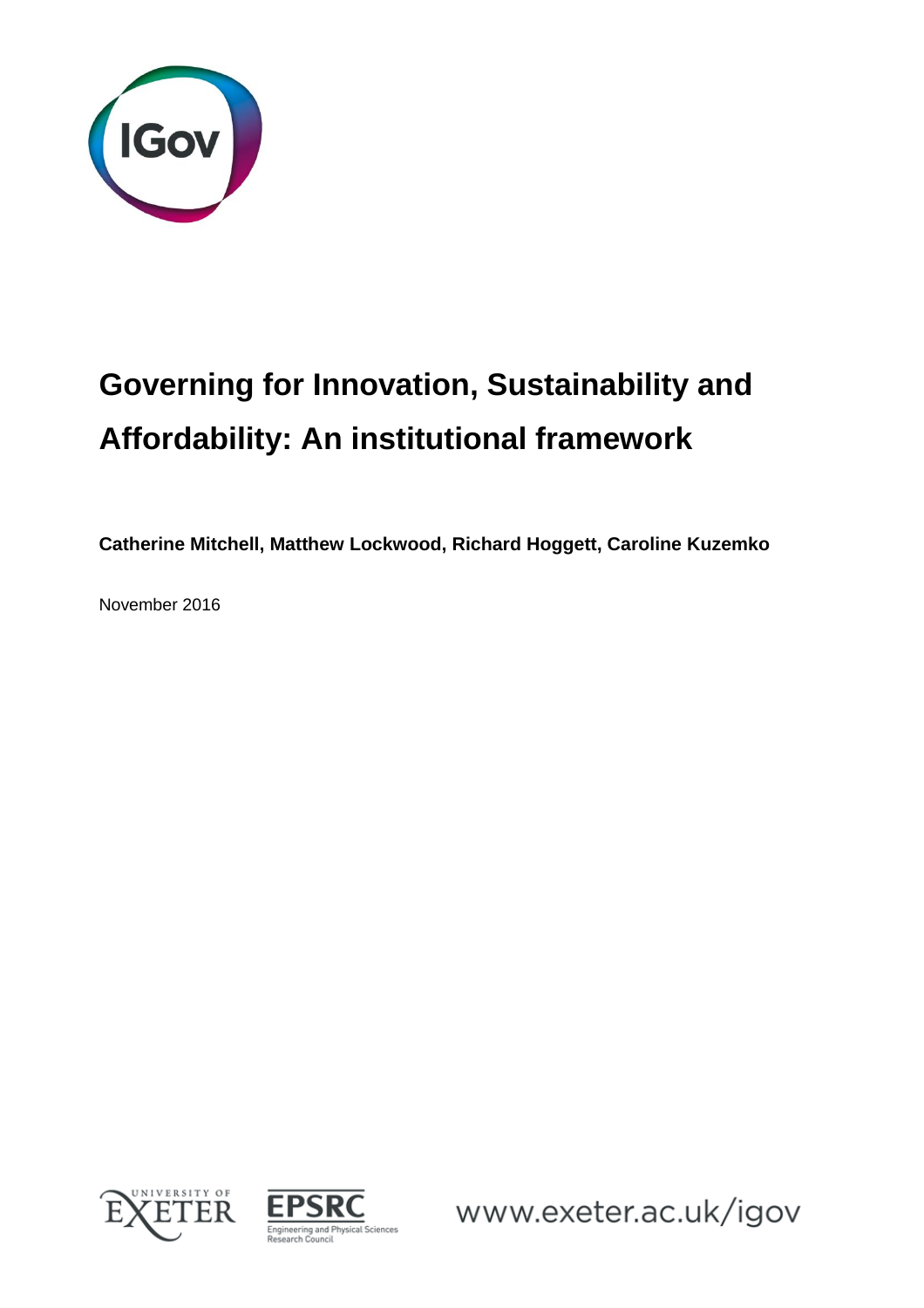# Governing for Innovation, Sustainability and Affordability: An institutional framework

**Catherine Mitchell, Matthew Lockwood, Richard Hoggett, Caroline Kuzemko**

November 2016

www.exeter.ac.uk/igov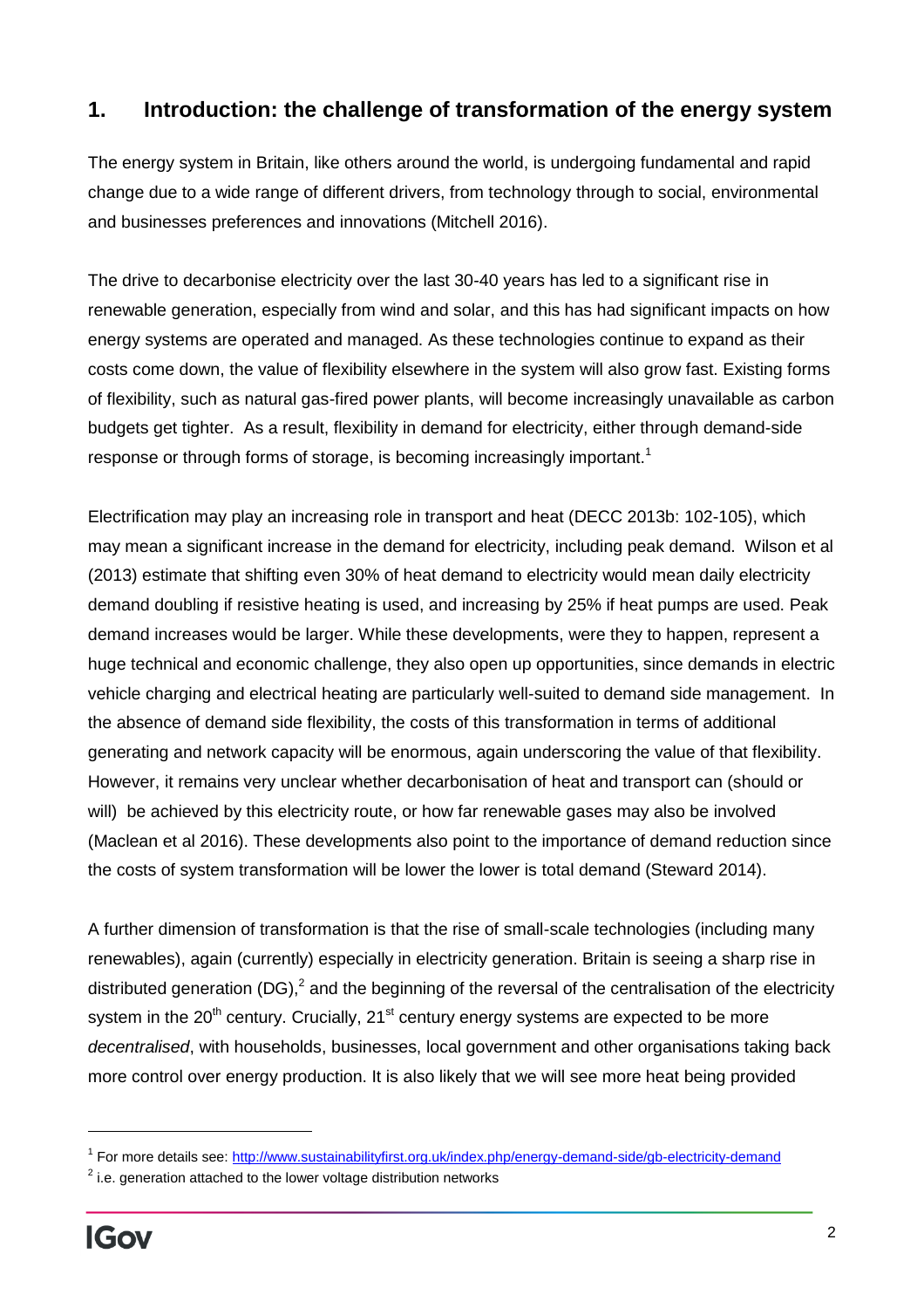## 1. Introduction: the challenge of transformation of the energy system

The energy system in Britain, like others around the world, is undergoing fundamental and rapid change due to a wide range of different drivers, from technology through to social, environmental and businesses preferences and innovations (Mitchell 2016).

The drive to decarbonise electricity over the last 30-40 years has led to a significant rise in renewable generation, especially from wind and solar, and this has had significant impacts on how energy systems are operated and managed. As these technologies continue to expand as their costs come down, the value of flexibility elsewhere in the system will also grow fast. Existing forms of flexibility, such as natural gas-fired power plants, will become increasingly unavailable as carbon budgets get tighter. As a result, flexibility in demand for electricity, either through demand-side response or through forms of storage, is becoming increasingly important.[1]

Electrification may play an increasing role in transport and heat (DECC 2013b: 102-105), which may mean a significant increase in the demand for electricity, including peak demand. Wilson et al (2013) estimate that shifting even 30% of heat demand to electricity would mean daily electricity demand doubling if resistive heating is used, and increasing by 25% if heat pumps are used. Peak demand increases would be larger. While these developments, were they to happen, represent a huge technical and economic challenge, they also open up opportunities, since demands in electric vehicle charging and electrical heating are particularly well-suited to demand side management. In the absence of demand side flexibility, the costs of this transformation in terms of additional generating and network capacity will be enormous, again underscoring the value of that flexibility. However, it remains very unclear whether decarbonisation of heat and transport can (should or will) be achieved by this electricity route, or how far renewable gases may also be involved (Maclean et al 2016). These developments also point to the importance of demand reduction since the costs of system transformation will be lower the lower is total demand (Steward 2014).

A further dimension of transformation is that the rise of small-scale technologies (including many renewables), again (currently) especially in electricity generation. Britain is seeing a sharp rise in distributed generation (DG),[2] and the beginning of the reversal of the centralisation of the electricity system in the 20th century. Crucially, 21st century energy systems are expected to be more *decentralised*, with households, businesses, local government and other organisations taking back more control over energy production. It is also likely that we will see more heat being provided

[1] For more details see: http://www.sustainabilityfirst.org.uk/index.php/energy-demand-side/gb-electricity-demand

[2] i.e. generation attached to the lower voltage distribution networks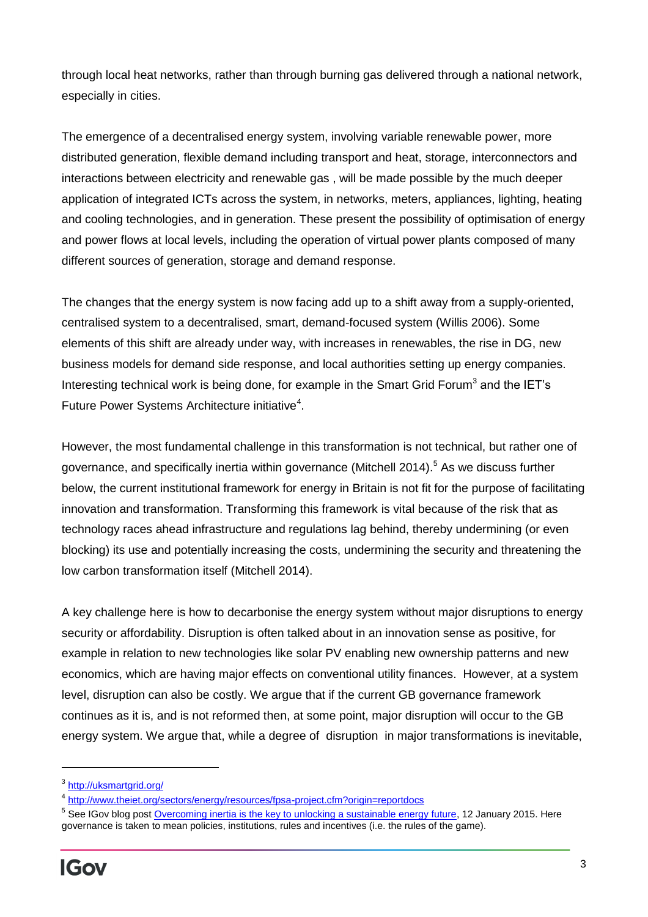through local heat networks, rather than through burning gas delivered through a national network, especially in cities.

The emergence of a decentralised energy system, involving variable renewable power, more distributed generation, flexible demand including transport and heat, storage, interconnectors and interactions between electricity and renewable gas , will be made possible by the much deeper application of integrated ICTs across the system, in networks, meters, appliances, lighting, heating and cooling technologies, and in generation. These present the possibility of optimisation of energy and power flows at local levels, including the operation of virtual power plants composed of many different sources of generation, storage and demand response.

The changes that the energy system is now facing add up to a shift away from a supply-oriented, centralised system to a decentralised, smart, demand-focused system (Willis 2006). Some elements of this shift are already under way, with increases in renewables, the rise in DG, new business models for demand side response, and local authorities setting up energy companies. Interesting technical work is being done, for example in the Smart Grid Forum[3] and the IET's Future Power Systems Architecture initiative[4].

However, the most fundamental challenge in this transformation is not technical, but rather one of governance, and specifically inertia within governance (Mitchell 2014).[5] As we discuss further below, the current institutional framework for energy in Britain is not fit for the purpose of facilitating innovation and transformation. Transforming this framework is vital because of the risk that as technology races ahead infrastructure and regulations lag behind, thereby undermining (or even blocking) its use and potentially increasing the costs, undermining the security and threatening the low carbon transformation itself (Mitchell 2014).

A key challenge here is how to decarbonise the energy system without major disruptions to energy security or affordability. Disruption is often talked about in an innovation sense as positive, for example in relation to new technologies like solar PV enabling new ownership patterns and new economics, which are having major effects on conventional utility finances. However, at a system level, disruption can also be costly. We argue that if the current GB governance framework continues as it is, and is not reformed then, at some point, major disruption will occur to the GB energy system. We argue that, while a degree of disruption in major transformations is inevitable,

---

[3] http://uksmartgrid.org/

[4] http://www.theiet.org/sectors/energy/resources/fpsa-project.cfm?origin=reportdocs

[5] See IGov blog post Overcoming inertia is the key to unlocking a sustainable energy future, 12 January 2015. Here governance is taken to mean policies, institutions, rules and incentives (i.e. the rules of the game).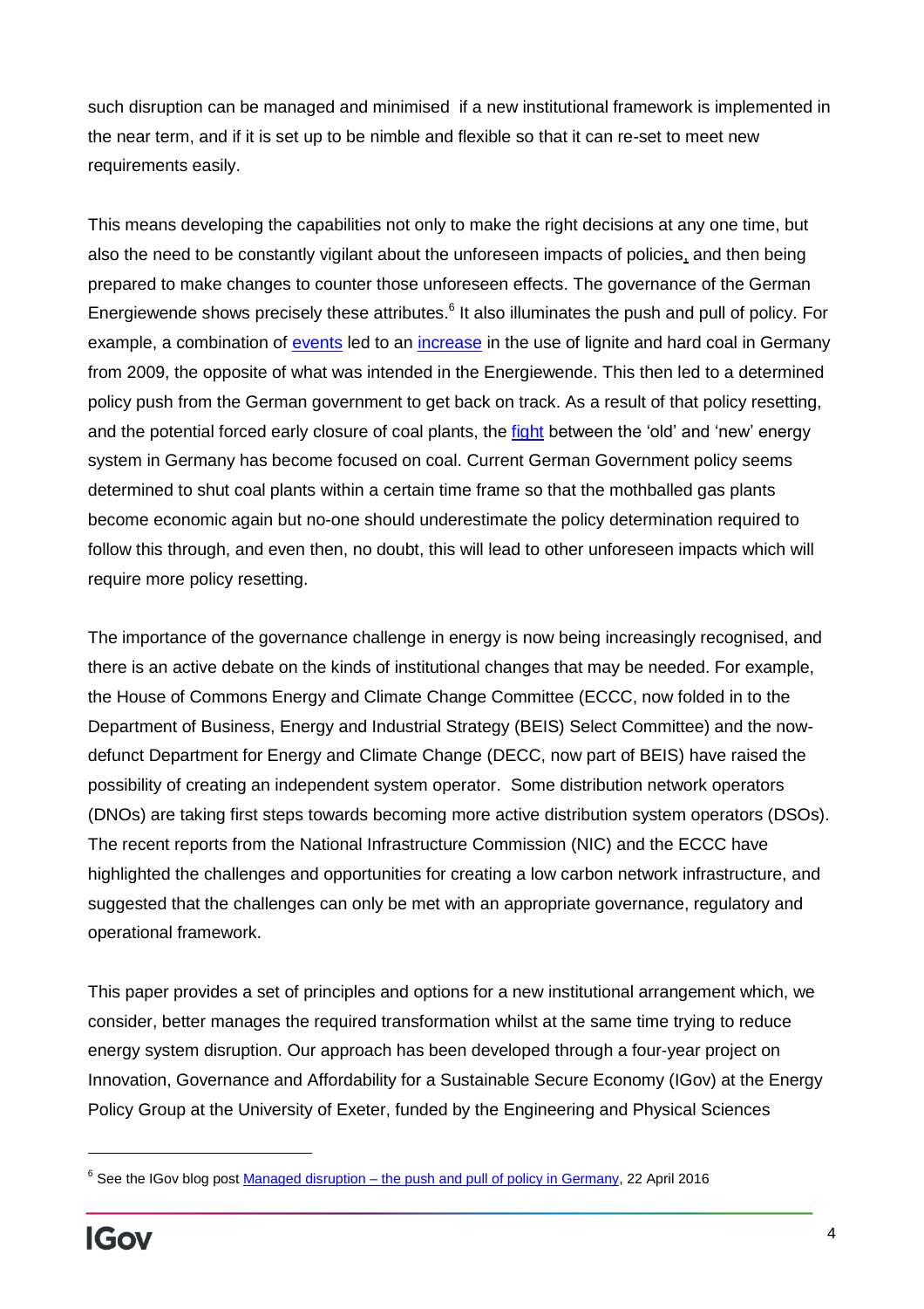such disruption can be managed and minimised if a new institutional framework is implemented in the near term, and if it is set up to be nimble and flexible so that it can re-set to meet new requirements easily.

This means developing the capabilities not only to make the right decisions at any one time, but also the need to be constantly vigilant about the unforeseen impacts of policies, and then being prepared to make changes to counter those unforeseen effects. The governance of the German Energiewende shows precisely these attributes.[6] It also illuminates the push and pull of policy. For example, a combination of events led to an increase in the use of lignite and hard coal in Germany from 2009, the opposite of what was intended in the Energiewende. This then led to a determined policy push from the German government to get back on track. As a result of that policy resetting, and the potential forced early closure of coal plants, the fight between the 'old' and 'new' energy system in Germany has become focused on coal. Current German Government policy seems determined to shut coal plants within a certain time frame so that the mothballed gas plants become economic again but no-one should underestimate the policy determination required to follow this through, and even then, no doubt, this will lead to other unforeseen impacts which will require more policy resetting.

The importance of the governance challenge in energy is now being increasingly recognised, and there is an active debate on the kinds of institutional changes that may be needed. For example, the House of Commons Energy and Climate Change Committee (ECCC, now folded in to the Department of Business, Energy and Industrial Strategy (BEIS) Select Committee) and the now-defunct Department for Energy and Climate Change (DECC, now part of BEIS) have raised the possibility of creating an independent system operator. Some distribution network operators (DNOs) are taking first steps towards becoming more active distribution system operators (DSOs). The recent reports from the National Infrastructure Commission (NIC) and the ECCC have highlighted the challenges and opportunities for creating a low carbon network infrastructure, and suggested that the challenges can only be met with an appropriate governance, regulatory and operational framework.

This paper provides a set of principles and options for a new institutional arrangement which, we consider, better manages the required transformation whilst at the same time trying to reduce energy system disruption. Our approach has been developed through a four-year project on Innovation, Governance and Affordability for a Sustainable Secure Economy (IGov) at the Energy Policy Group at the University of Exeter, funded by the Engineering and Physical Sciences

[6] See the IGov blog post Managed disruption – the push and pull of policy in Germany, 22 April 2016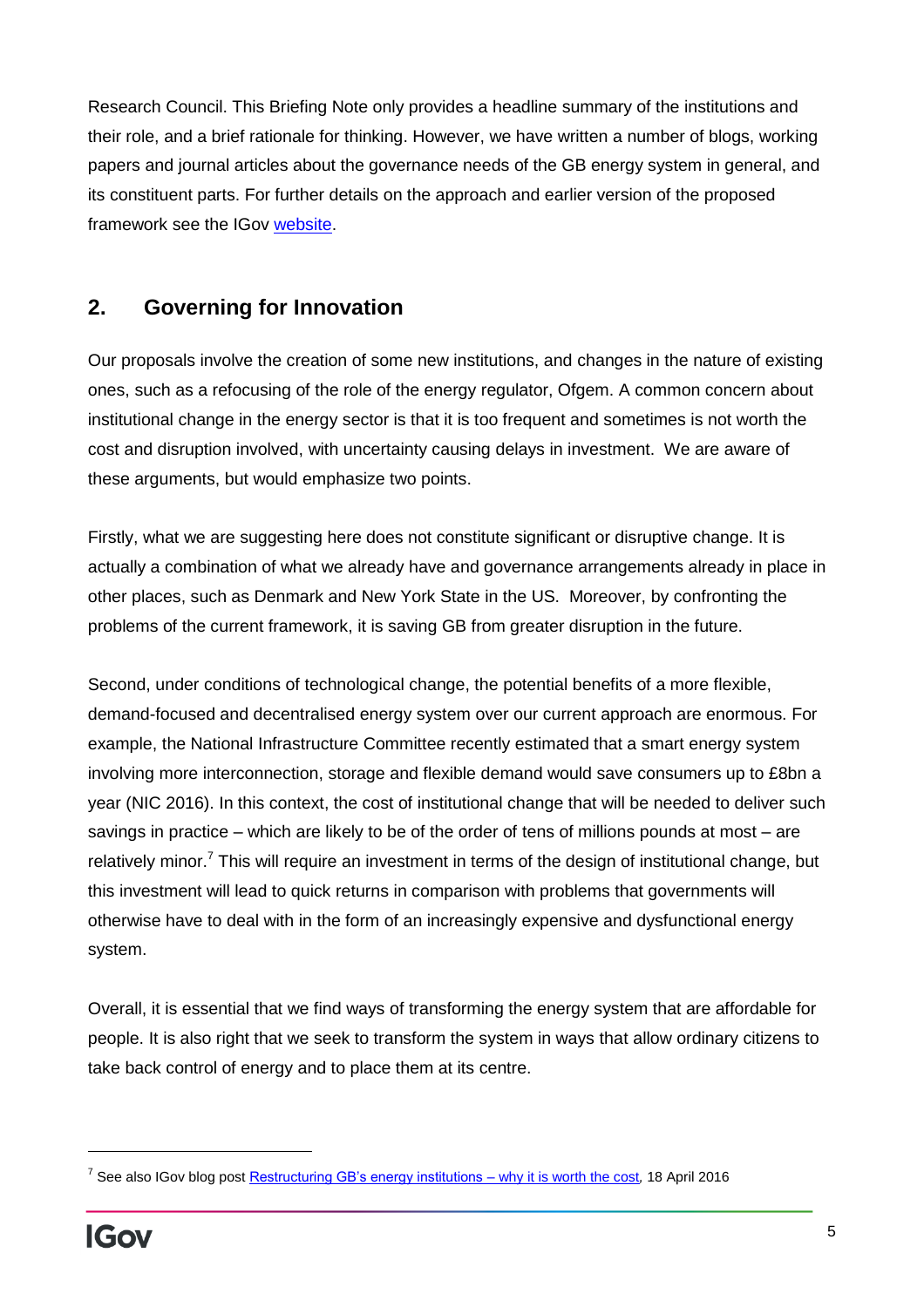Research Council. This Briefing Note only provides a headline summary of the institutions and their role, and a brief rationale for thinking. However, we have written a number of blogs, working papers and journal articles about the governance needs of the GB energy system in general, and its constituent parts. For further details on the approach and earlier version of the proposed framework see the IGov website.

## 2. Governing for Innovation

Our proposals involve the creation of some new institutions, and changes in the nature of existing ones, such as a refocusing of the role of the energy regulator, Ofgem. A common concern about institutional change in the energy sector is that it is too frequent and sometimes is not worth the cost and disruption involved, with uncertainty causing delays in investment. We are aware of these arguments, but would emphasize two points.

Firstly, what we are suggesting here does not constitute significant or disruptive change. It is actually a combination of what we already have and governance arrangements already in place in other places, such as Denmark and New York State in the US. Moreover, by confronting the problems of the current framework, it is saving GB from greater disruption in the future.

Second, under conditions of technological change, the potential benefits of a more flexible, demand-focused and decentralised energy system over our current approach are enormous. For example, the National Infrastructure Committee recently estimated that a smart energy system involving more interconnection, storage and flexible demand would save consumers up to £8bn a year (NIC 2016). In this context, the cost of institutional change that will be needed to deliver such savings in practice – which are likely to be of the order of tens of millions pounds at most – are relatively minor.[7] This will require an investment in terms of the design of institutional change, but this investment will lead to quick returns in comparison with problems that governments will otherwise have to deal with in the form of an increasingly expensive and dysfunctional energy system.

Overall, it is essential that we find ways of transforming the energy system that are affordable for people. It is also right that we seek to transform the system in ways that allow ordinary citizens to take back control of energy and to place them at its centre.

---

[7] See also IGov blog post Restructuring GB's energy institutions – why it is worth the cost, 18 April 2016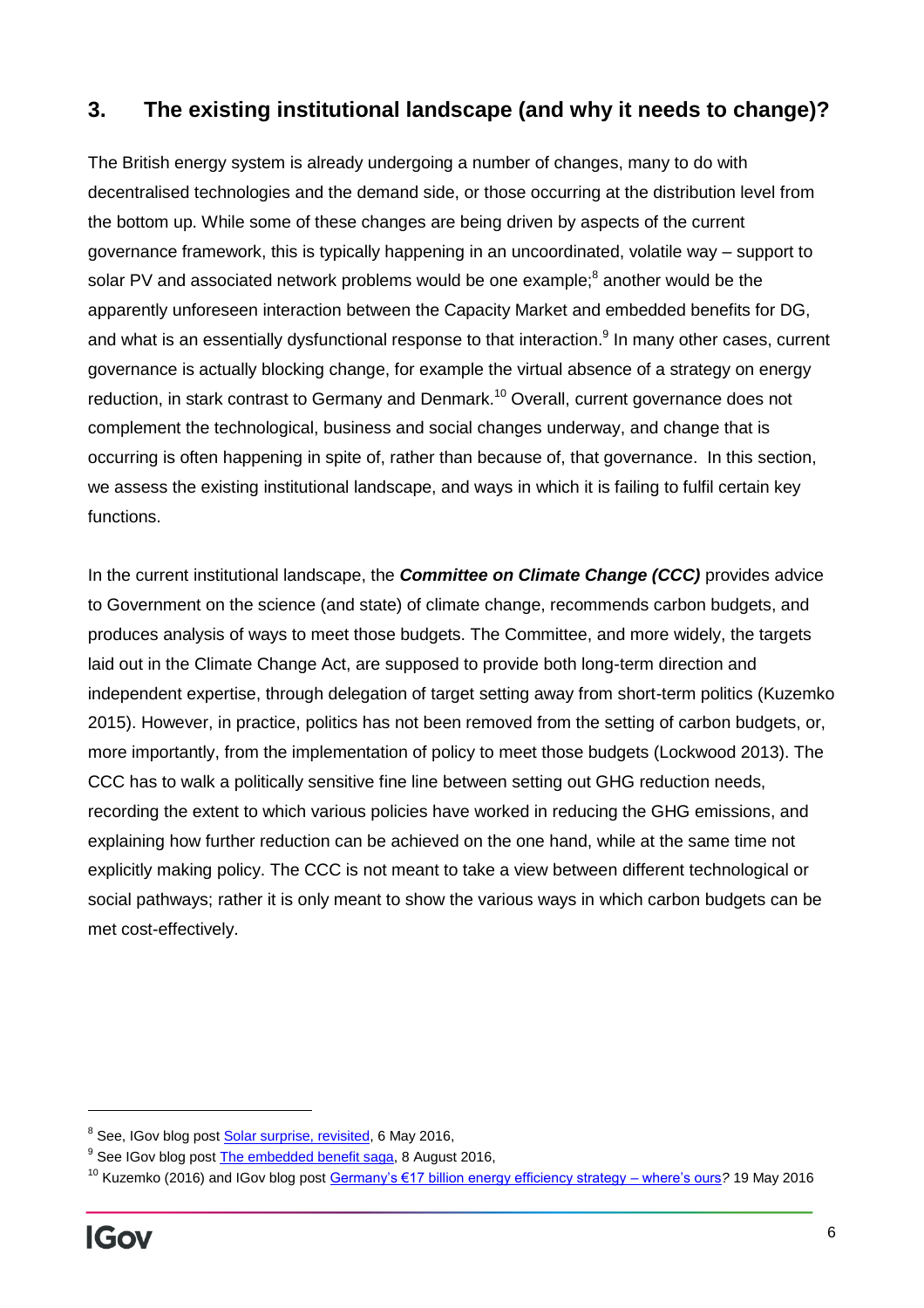## 3. The existing institutional landscape (and why it needs to change)?

The British energy system is already undergoing a number of changes, many to do with decentralised technologies and the demand side, or those occurring at the distribution level from the bottom up. While some of these changes are being driven by aspects of the current governance framework, this is typically happening in an uncoordinated, volatile way – support to solar PV and associated network problems would be one example;[8] another would be the apparently unforeseen interaction between the Capacity Market and embedded benefits for DG, and what is an essentially dysfunctional response to that interaction.[9] In many other cases, current governance is actually blocking change, for example the virtual absence of a strategy on energy reduction, in stark contrast to Germany and Denmark.[10] Overall, current governance does not complement the technological, business and social changes underway, and change that is occurring is often happening in spite of, rather than because of, that governance. In this section, we assess the existing institutional landscape, and ways in which it is failing to fulfil certain key functions.

In the current institutional landscape, the ***Committee on Climate Change (CCC)*** provides advice to Government on the science (and state) of climate change, recommends carbon budgets, and produces analysis of ways to meet those budgets. The Committee, and more widely, the targets laid out in the Climate Change Act, are supposed to provide both long-term direction and independent expertise, through delegation of target setting away from short-term politics (Kuzemko 2015). However, in practice, politics has not been removed from the setting of carbon budgets, or, more importantly, from the implementation of policy to meet those budgets (Lockwood 2013). The CCC has to walk a politically sensitive fine line between setting out GHG reduction needs, recording the extent to which various policies have worked in reducing the GHG emissions, and explaining how further reduction can be achieved on the one hand, while at the same time not explicitly making policy. The CCC is not meant to take a view between different technological or social pathways; rather it is only meant to show the various ways in which carbon budgets can be met cost-effectively.

---

[8] See, IGov blog post Solar surprise, revisited, 6 May 2016,

[9] See IGov blog post The embedded benefit saga, 8 August 2016,

[10] Kuzemko (2016) and IGov blog post Germany's €17 billion energy efficiency strategy – where's ours? 19 May 2016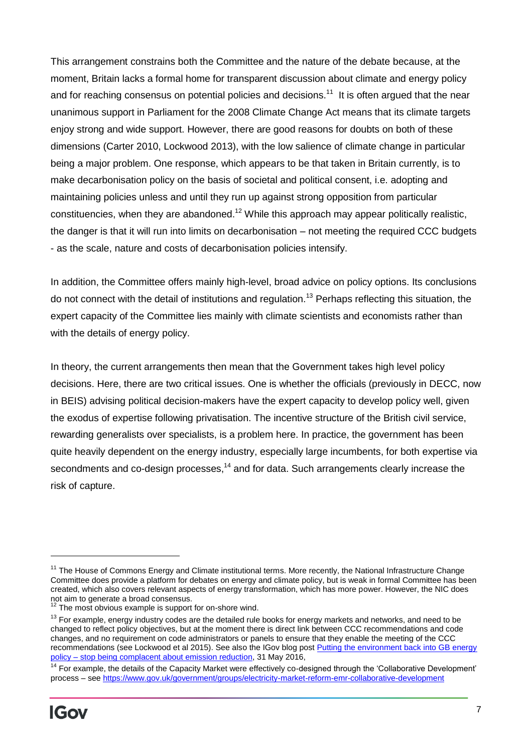This arrangement constrains both the Committee and the nature of the debate because, at the moment, Britain lacks a formal home for transparent discussion about climate and energy policy and for reaching consensus on potential policies and decisions.[11] It is often argued that the near unanimous support in Parliament for the 2008 Climate Change Act means that its climate targets enjoy strong and wide support. However, there are good reasons for doubts on both of these dimensions (Carter 2010, Lockwood 2013), with the low salience of climate change in particular being a major problem. One response, which appears to be that taken in Britain currently, is to make decarbonisation policy on the basis of societal and political consent, i.e. adopting and maintaining policies unless and until they run up against strong opposition from particular constituencies, when they are abandoned.[12] While this approach may appear politically realistic, the danger is that it will run into limits on decarbonisation – not meeting the required CCC budgets - as the scale, nature and costs of decarbonisation policies intensify.

In addition, the Committee offers mainly high-level, broad advice on policy options. Its conclusions do not connect with the detail of institutions and regulation.[13] Perhaps reflecting this situation, the expert capacity of the Committee lies mainly with climate scientists and economists rather than with the details of energy policy.

In theory, the current arrangements then mean that the Government takes high level policy decisions. Here, there are two critical issues. One is whether the officials (previously in DECC, now in BEIS) advising political decision-makers have the expert capacity to develop policy well, given the exodus of expertise following privatisation. The incentive structure of the British civil service, rewarding generalists over specialists, is a problem here. In practice, the government has been quite heavily dependent on the energy industry, especially large incumbents, for both expertise via secondments and co-design processes,[14] and for data. Such arrangements clearly increase the risk of capture.

---

[11] The House of Commons Energy and Climate institutional terms. More recently, the National Infrastructure Change Committee does provide a platform for debates on energy and climate policy, but is weak in formal Committee has been created, which also covers relevant aspects of energy transformation, which has more power. However, the NIC does not aim to generate a broad consensus.

[12] The most obvious example is support for on-shore wind.

[13] For example, energy industry codes are the detailed rule books for energy markets and networks, and need to be changed to reflect policy objectives, but at the moment there is direct link between CCC recommendations and code changes, and no requirement on code administrators or panels to ensure that they enable the meeting of the CCC recommendations (see Lockwood et al 2015). See also the IGov blog post [Putting the environment back into GB energy policy – stop being complacent about emission reduction](), 31 May 2016,

[14] For example, the details of the Capacity Market were effectively co-designed through the 'Collaborative Development' process – see https://www.gov.uk/government/groups/electricity-market-reform-emr-collaborative-development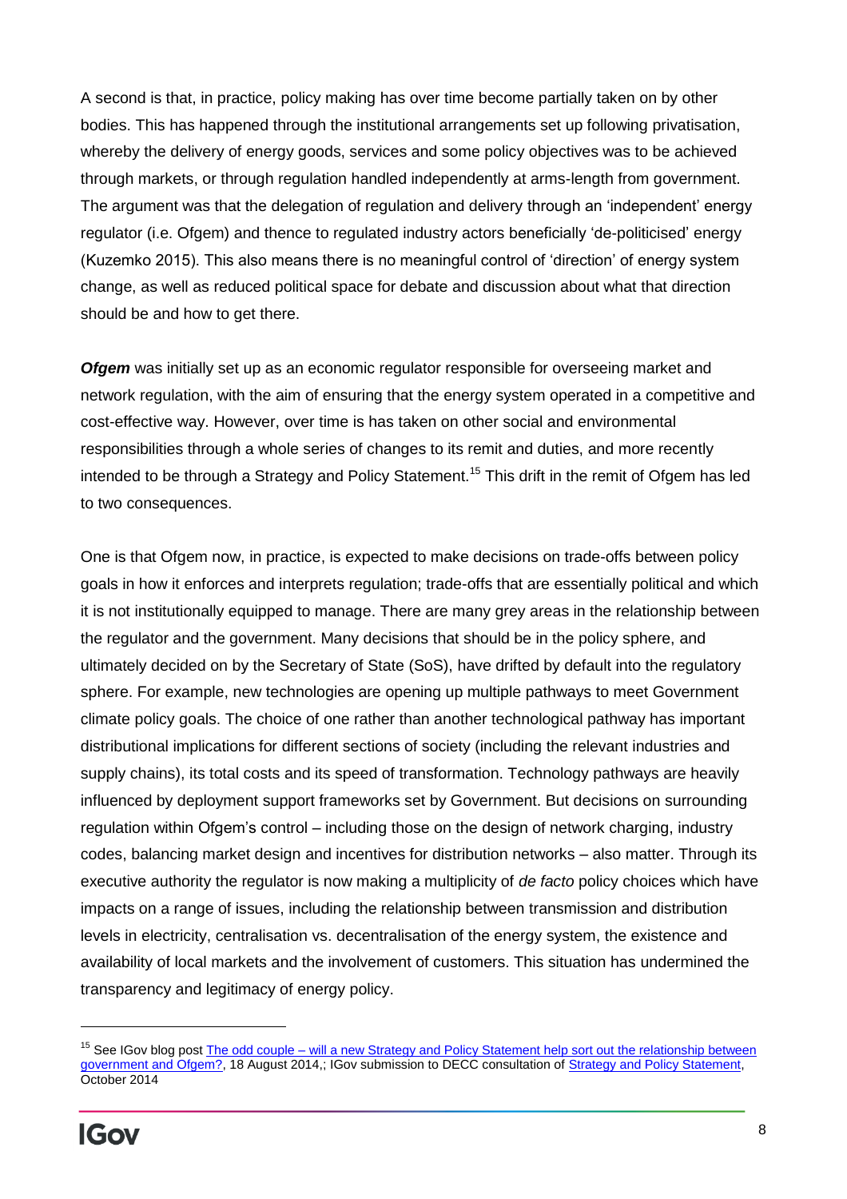A second is that, in practice, policy making has over time become partially taken on by other bodies. This has happened through the institutional arrangements set up following privatisation, whereby the delivery of energy goods, services and some policy objectives was to be achieved through markets, or through regulation handled independently at arms-length from government. The argument was that the delegation of regulation and delivery through an 'independent' energy regulator (i.e. Ofgem) and thence to regulated industry actors beneficially 'de-politicised' energy (Kuzemko 2015). This also means there is no meaningful control of 'direction' of energy system change, as well as reduced political space for debate and discussion about what that direction should be and how to get there.

***Ofgem*** was initially set up as an economic regulator responsible for overseeing market and network regulation, with the aim of ensuring that the energy system operated in a competitive and cost-effective way. However, over time is has taken on other social and environmental responsibilities through a whole series of changes to its remit and duties, and more recently intended to be through a Strategy and Policy Statement.[15] This drift in the remit of Ofgem has led to two consequences.

One is that Ofgem now, in practice, is expected to make decisions on trade-offs between policy goals in how it enforces and interprets regulation; trade-offs that are essentially political and which it is not institutionally equipped to manage. There are many grey areas in the relationship between the regulator and the government. Many decisions that should be in the policy sphere, and ultimately decided on by the Secretary of State (SoS), have drifted by default into the regulatory sphere. For example, new technologies are opening up multiple pathways to meet Government climate policy goals. The choice of one rather than another technological pathway has important distributional implications for different sections of society (including the relevant industries and supply chains), its total costs and its speed of transformation. Technology pathways are heavily influenced by deployment support frameworks set by Government. But decisions on surrounding regulation within Ofgem's control – including those on the design of network charging, industry codes, balancing market design and incentives for distribution networks – also matter. Through its executive authority the regulator is now making a multiplicity of *de facto* policy choices which have impacts on a range of issues, including the relationship between transmission and distribution levels in electricity, centralisation vs. decentralisation of the energy system, the existence and availability of local markets and the involvement of customers. This situation has undermined the transparency and legitimacy of energy policy.

---

[15] See IGov blog post The odd couple – will a new Strategy and Policy Statement help sort out the relationship between government and Ofgem?, 18 August 2014,; IGov submission to DECC consultation of Strategy and Policy Statement, October 2014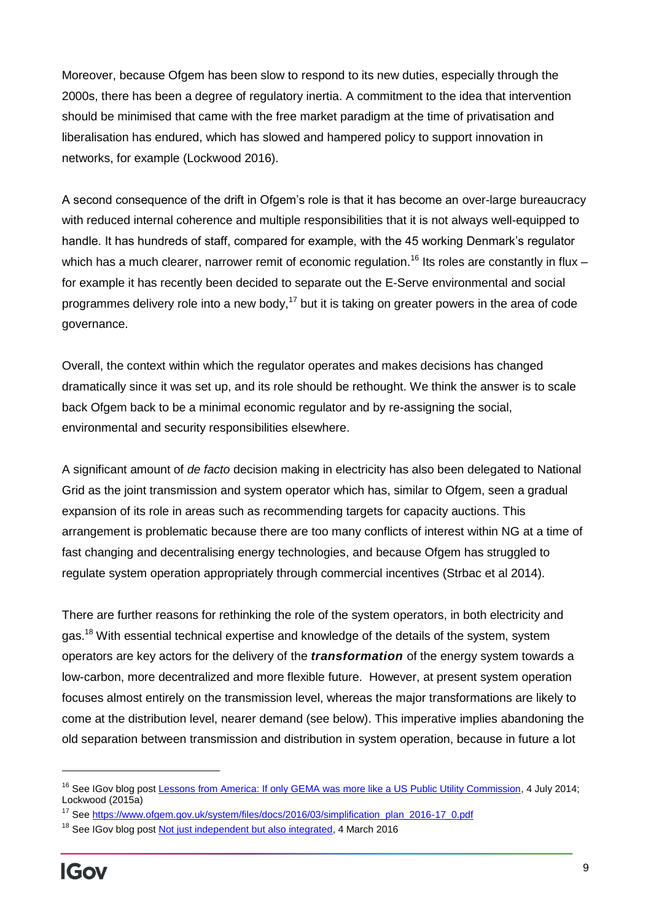Moreover, because Ofgem has been slow to respond to its new duties, especially through the 2000s, there has been a degree of regulatory inertia. A commitment to the idea that intervention should be minimised that came with the free market paradigm at the time of privatisation and liberalisation has endured, which has slowed and hampered policy to support innovation in networks, for example (Lockwood 2016).

A second consequence of the drift in Ofgem's role is that it has become an over-large bureaucracy with reduced internal coherence and multiple responsibilities that it is not always well-equipped to handle. It has hundreds of staff, compared for example, with the 45 working Denmark's regulator which has a much clearer, narrower remit of economic regulation.[16] Its roles are constantly in flux – for example it has recently been decided to separate out the E-Serve environmental and social programmes delivery role into a new body,[17] but it is taking on greater powers in the area of code governance.

Overall, the context within which the regulator operates and makes decisions has changed dramatically since it was set up, and its role should be rethought. We think the answer is to scale back Ofgem back to be a minimal economic regulator and by re-assigning the social, environmental and security responsibilities elsewhere.

A significant amount of *de facto* decision making in electricity has also been delegated to National Grid as the joint transmission and system operator which has, similar to Ofgem, seen a gradual expansion of its role in areas such as recommending targets for capacity auctions. This arrangement is problematic because there are too many conflicts of interest within NG at a time of fast changing and decentralising energy technologies, and because Ofgem has struggled to regulate system operation appropriately through commercial incentives (Strbac et al 2014).

There are further reasons for rethinking the role of the system operators, in both electricity and gas.[18] With essential technical expertise and knowledge of the details of the system, system operators are key actors for the delivery of the ***transformation*** of the energy system towards a low-carbon, more decentralized and more flexible future. However, at present system operation focuses almost entirely on the transmission level, whereas the major transformations are likely to come at the distribution level, nearer demand (see below). This imperative implies abandoning the old separation between transmission and distribution in system operation, because in future a lot

---

[16] See IGov blog post Lessons from America: If only GEMA was more like a US Public Utility Commission, 4 July 2014; Lockwood (2015a)

[17] See https://www.ofgem.gov.uk/system/files/docs/2016/03/simplification_plan_2016-17_0.pdf

[18] See IGov blog post Not just independent but also integrated, 4 March 2016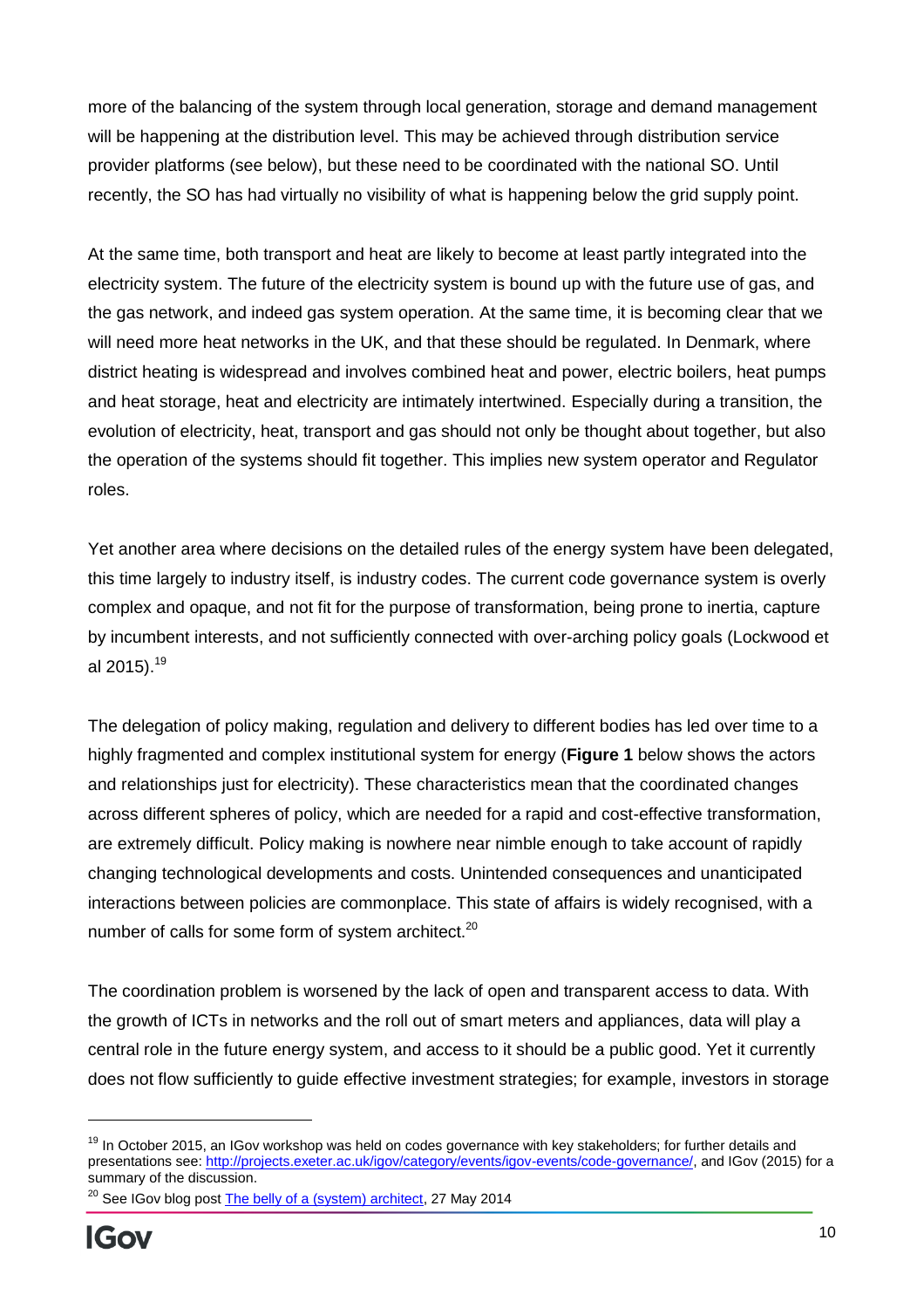more of the balancing of the system through local generation, storage and demand management will be happening at the distribution level. This may be achieved through distribution service provider platforms (see below), but these need to be coordinated with the national SO. Until recently, the SO has had virtually no visibility of what is happening below the grid supply point.

At the same time, both transport and heat are likely to become at least partly integrated into the electricity system. The future of the electricity system is bound up with the future use of gas, and the gas network, and indeed gas system operation. At the same time, it is becoming clear that we will need more heat networks in the UK, and that these should be regulated. In Denmark, where district heating is widespread and involves combined heat and power, electric boilers, heat pumps and heat storage, heat and electricity are intimately intertwined. Especially during a transition, the evolution of electricity, heat, transport and gas should not only be thought about together, but also the operation of the systems should fit together. This implies new system operator and Regulator roles.

Yet another area where decisions on the detailed rules of the energy system have been delegated, this time largely to industry itself, is industry codes. The current code governance system is overly complex and opaque, and not fit for the purpose of transformation, being prone to inertia, capture by incumbent interests, and not sufficiently connected with over-arching policy goals (Lockwood et al 2015).[19]

The delegation of policy making, regulation and delivery to different bodies has led over time to a highly fragmented and complex institutional system for energy (**Figure 1** below shows the actors and relationships just for electricity). These characteristics mean that the coordinated changes across different spheres of policy, which are needed for a rapid and cost-effective transformation, are extremely difficult. Policy making is nowhere near nimble enough to take account of rapidly changing technological developments and costs. Unintended consequences and unanticipated interactions between policies are commonplace. This state of affairs is widely recognised, with a number of calls for some form of system architect.[20]

The coordination problem is worsened by the lack of open and transparent access to data. With the growth of ICTs in networks and the roll out of smart meters and appliances, data will play a central role in the future energy system, and access to it should be a public good. Yet it currently does not flow sufficiently to guide effective investment strategies; for example, investors in storage

---

[19] In October 2015, an IGov workshop was held on codes governance with key stakeholders; for further details and presentations see: http://projects.exeter.ac.uk/igov/category/events/igov-events/code-governance/, and IGov (2015) for a summary of the discussion.

[20] See IGov blog post The belly of a (system) architect, 27 May 2014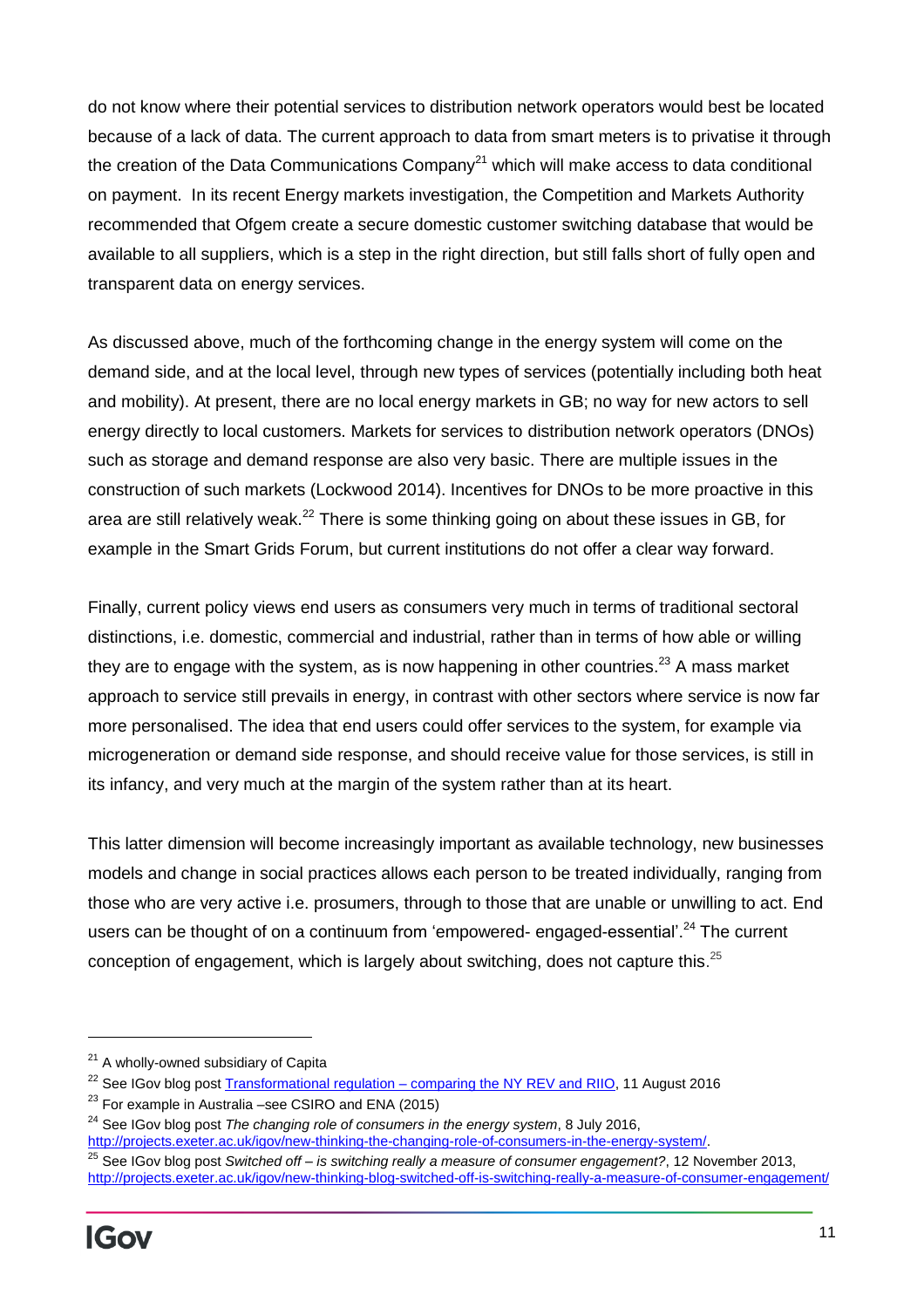do not know where their potential services to distribution network operators would best be located because of a lack of data. The current approach to data from smart meters is to privatise it through the creation of the Data Communications Company[21] which will make access to data conditional on payment. In its recent Energy markets investigation, the Competition and Markets Authority recommended that Ofgem create a secure domestic customer switching database that would be available to all suppliers, which is a step in the right direction, but still falls short of fully open and transparent data on energy services.

As discussed above, much of the forthcoming change in the energy system will come on the demand side, and at the local level, through new types of services (potentially including both heat and mobility). At present, there are no local energy markets in GB; no way for new actors to sell energy directly to local customers. Markets for services to distribution network operators (DNOs) such as storage and demand response are also very basic. There are multiple issues in the construction of such markets (Lockwood 2014). Incentives for DNOs to be more proactive in this area are still relatively weak.[22] There is some thinking going on about these issues in GB, for example in the Smart Grids Forum, but current institutions do not offer a clear way forward.

Finally, current policy views end users as consumers very much in terms of traditional sectoral distinctions, i.e. domestic, commercial and industrial, rather than in terms of how able or willing they are to engage with the system, as is now happening in other countries.[23] A mass market approach to service still prevails in energy, in contrast with other sectors where service is now far more personalised. The idea that end users could offer services to the system, for example via microgeneration or demand side response, and should receive value for those services, is still in its infancy, and very much at the margin of the system rather than at its heart.

This latter dimension will become increasingly important as available technology, new businesses models and change in social practices allows each person to be treated individually, ranging from those who are very active i.e. prosumers, through to those that are unable or unwilling to act. End users can be thought of on a continuum from 'empowered- engaged-essential'.[24] The current conception of engagement, which is largely about switching, does not capture this.[25]

---

[21] A wholly-owned subsidiary of Capita

[22] See IGov blog post [Transformational regulation – comparing the NY REV and RIIO](), 11 August 2016

[23] For example in Australia –see CSIRO and ENA (2015)

[24] See IGov blog post *The changing role of consumers in the energy system*, 8 July 2016, http://projects.exeter.ac.uk/igov/new-thinking-the-changing-role-of-consumers-in-the-energy-system/.

[25] See IGov blog post *Switched off – is switching really a measure of consumer engagement?*, 12 November 2013, http://projects.exeter.ac.uk/igov/new-thinking-blog-switched-off-is-switching-really-a-measure-of-consumer-engagement/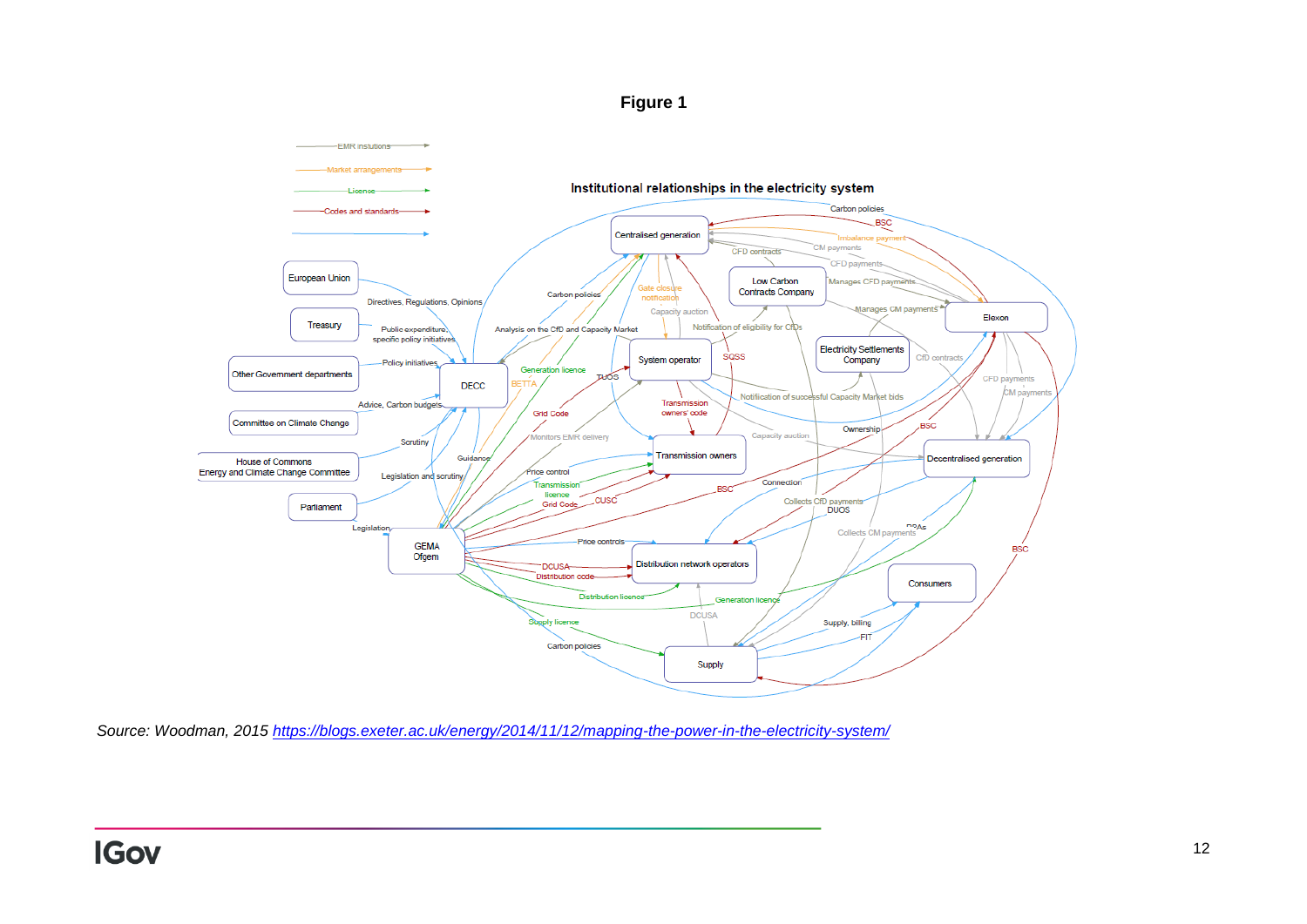**Figure 1**

EMR insitutions

Market arrangements

Licence

Codes and standards

Institutional relationships in the electricity system

European Union

Treasury

Other Government departments

Committee on Climate Change

House of Commons Energy and Climate Change Committee

Parliament

DECC

GEMA Ofgem

Centralised generation

Low Carbon Contracts Company

Elexon

System operator

Electricity Settlements Company

Transmission owners

Decentralised generation

Distribution network operators

Consumers

Supply

Directives, Regulations, Opinions

Public expenditure, specific policy initiatives

Policy initiatives

Advice, Carbon budgets

Scrutiny

Guidance

Legislation and scrutiny

Legislation

Carbon policies

Analysis on the CfD and Capacity Market

Generation licence

BETTA

Grid Code

Monitors EMR delivery

Price control

Transmission licence

CUSC

BSC

Price controls

DCUSA

Distribution code

Distribution licence

Supply licence

Gate closure notification

Capacity auction

Notification of eligibility for CfDs

SQSS

TUOS

Transmission owners' code

Notification of successful Capacity Market bids

Capacity auction

Ownership

Connection

Collects CfD payments

DUOS

Collects CM payments

DNAs

Generation licence

Supply, billing

FIT

Imbalance payment

CM payments

CFD contracts

CFD payments

Manages CFD payments

Manages CM payments

CfD contracts

CM payments

*Source: Woodman, 2015* [*https://blogs.exeter.ac.uk/energy/2014/11/12/mapping-the-power-in-the-electricity-system/*](https://blogs.exeter.ac.uk/energy/2014/11/12/mapping-the-power-in-the-electricity-system/)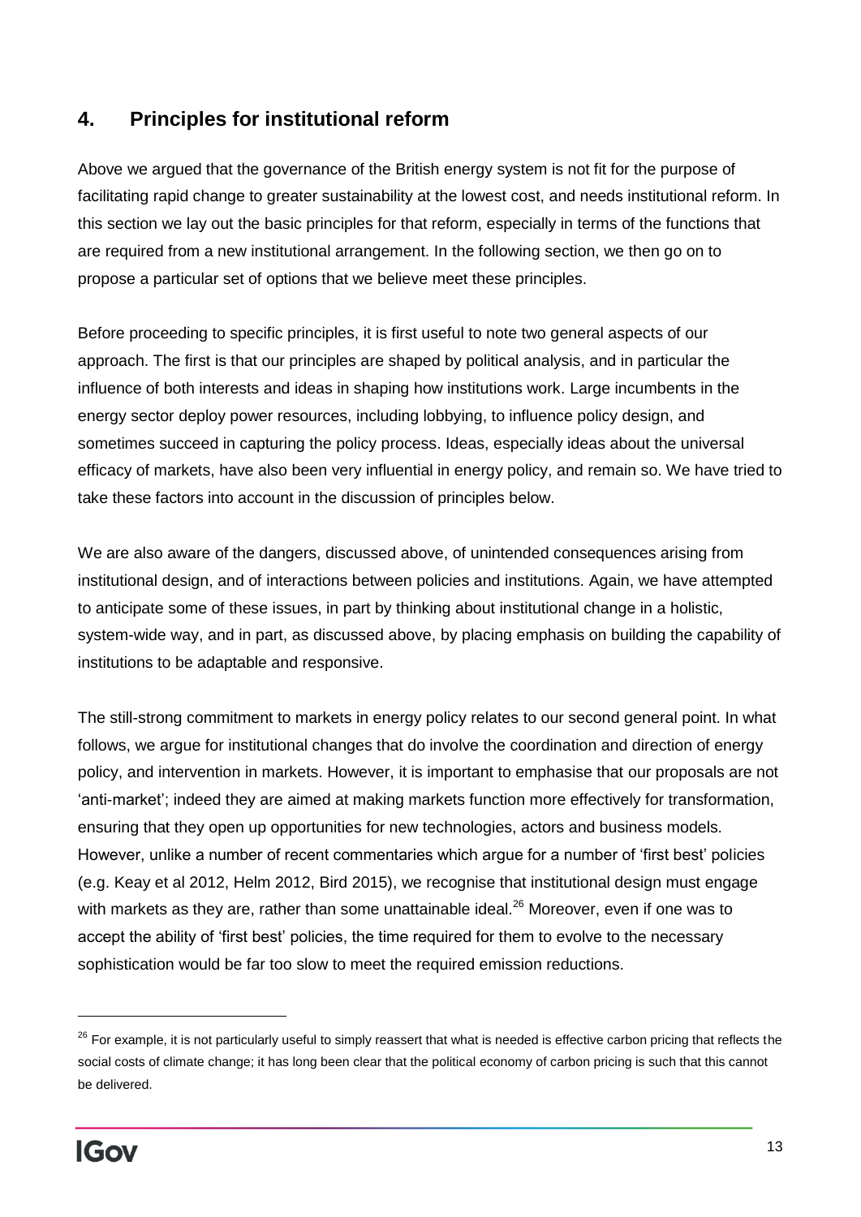## 4. Principles for institutional reform

Above we argued that the governance of the British energy system is not fit for the purpose of facilitating rapid change to greater sustainability at the lowest cost, and needs institutional reform. In this section we lay out the basic principles for that reform, especially in terms of the functions that are required from a new institutional arrangement. In the following section, we then go on to propose a particular set of options that we believe meet these principles.

Before proceeding to specific principles, it is first useful to note two general aspects of our approach. The first is that our principles are shaped by political analysis, and in particular the influence of both interests and ideas in shaping how institutions work. Large incumbents in the energy sector deploy power resources, including lobbying, to influence policy design, and sometimes succeed in capturing the policy process. Ideas, especially ideas about the universal efficacy of markets, have also been very influential in energy policy, and remain so. We have tried to take these factors into account in the discussion of principles below.

We are also aware of the dangers, discussed above, of unintended consequences arising from institutional design, and of interactions between policies and institutions. Again, we have attempted to anticipate some of these issues, in part by thinking about institutional change in a holistic, system-wide way, and in part, as discussed above, by placing emphasis on building the capability of institutions to be adaptable and responsive.

The still-strong commitment to markets in energy policy relates to our second general point. In what follows, we argue for institutional changes that do involve the coordination and direction of energy policy, and intervention in markets. However, it is important to emphasise that our proposals are not 'anti-market'; indeed they are aimed at making markets function more effectively for transformation, ensuring that they open up opportunities for new technologies, actors and business models. However, unlike a number of recent commentaries which argue for a number of 'first best' policies (e.g. Keay et al 2012, Helm 2012, Bird 2015), we recognise that institutional design must engage with markets as they are, rather than some unattainable ideal.[26] Moreover, even if one was to accept the ability of 'first best' policies, the time required for them to evolve to the necessary sophistication would be far too slow to meet the required emission reductions.

[26] For example, it is not particularly useful to simply reassert that what is needed is effective carbon pricing that reflects the social costs of climate change; it has long been clear that the political economy of carbon pricing is such that this cannot be delivered.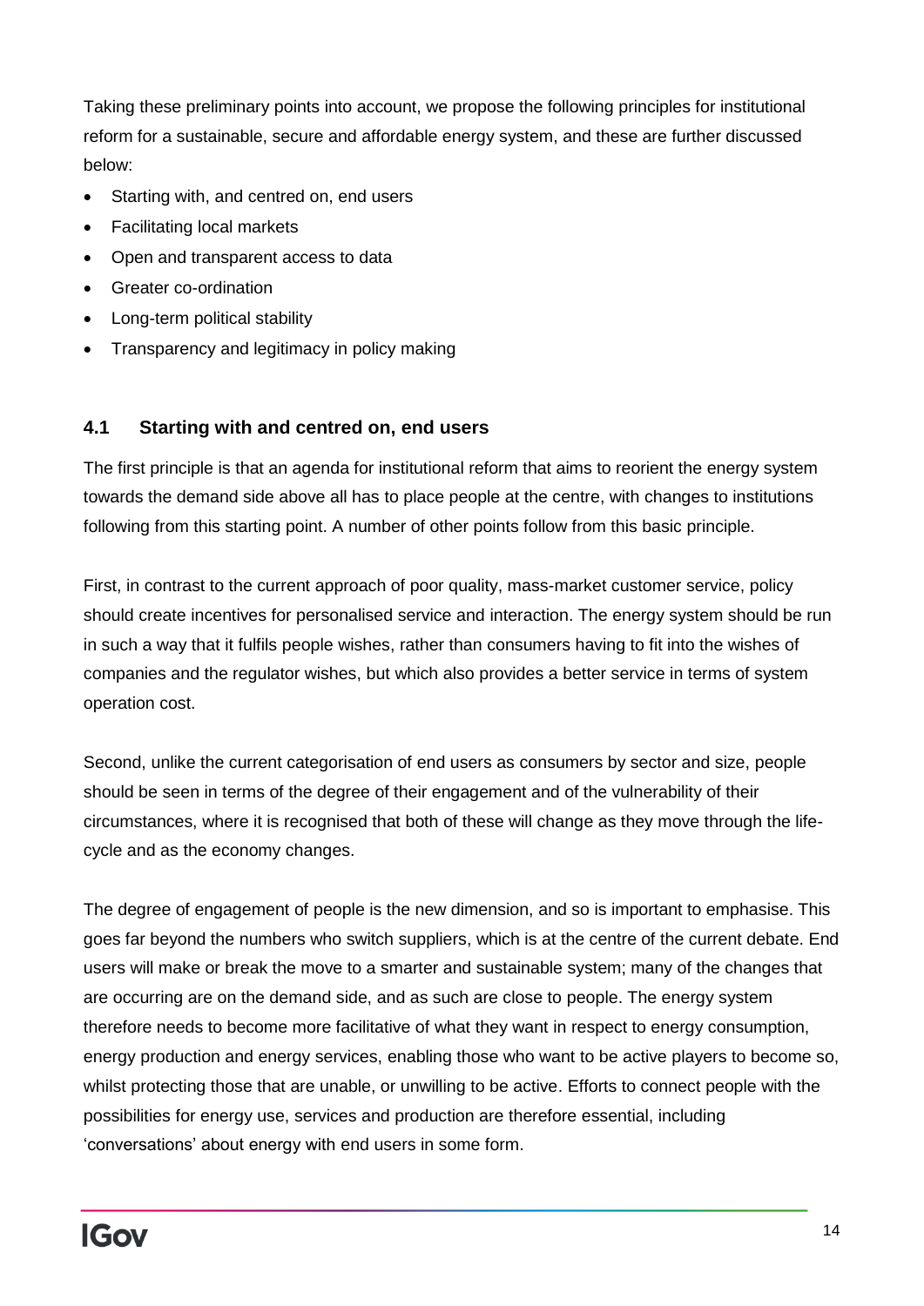Taking these preliminary points into account, we propose the following principles for institutional reform for a sustainable, secure and affordable energy system, and these are further discussed below:

- Starting with, and centred on, end users
- Facilitating local markets
- Open and transparent access to data
- Greater co-ordination
- Long-term political stability
- Transparency and legitimacy in policy making

### 4.1 Starting with and centred on, end users

The first principle is that an agenda for institutional reform that aims to reorient the energy system towards the demand side above all has to place people at the centre, with changes to institutions following from this starting point. A number of other points follow from this basic principle.

First, in contrast to the current approach of poor quality, mass-market customer service, policy should create incentives for personalised service and interaction. The energy system should be run in such a way that it fulfils people wishes, rather than consumers having to fit into the wishes of companies and the regulator wishes, but which also provides a better service in terms of system operation cost.

Second, unlike the current categorisation of end users as consumers by sector and size, people should be seen in terms of the degree of their engagement and of the vulnerability of their circumstances, where it is recognised that both of these will change as they move through the life-cycle and as the economy changes.

The degree of engagement of people is the new dimension, and so is important to emphasise. This goes far beyond the numbers who switch suppliers, which is at the centre of the current debate. End users will make or break the move to a smarter and sustainable system; many of the changes that are occurring are on the demand side, and as such are close to people. The energy system therefore needs to become more facilitative of what they want in respect to energy consumption, energy production and energy services, enabling those who want to be active players to become so, whilst protecting those that are unable, or unwilling to be active. Efforts to connect people with the possibilities for energy use, services and production are therefore essential, including 'conversations' about energy with end users in some form.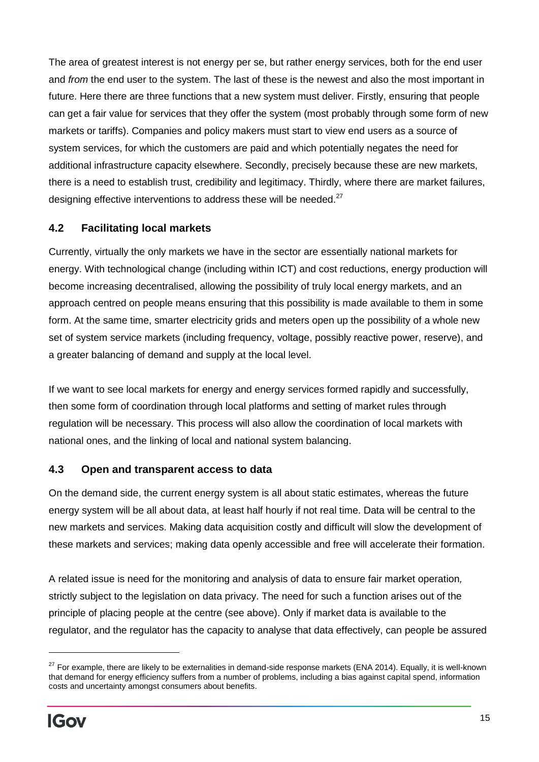The area of greatest interest is not energy per se, but rather energy services, both for the end user and *from* the end user to the system. The last of these is the newest and also the most important in future. Here there are three functions that a new system must deliver. Firstly, ensuring that people can get a fair value for services that they offer the system (most probably through some form of new markets or tariffs). Companies and policy makers must start to view end users as a source of system services, for which the customers are paid and which potentially negates the need for additional infrastructure capacity elsewhere. Secondly, precisely because these are new markets, there is a need to establish trust, credibility and legitimacy. Thirdly, where there are market failures, designing effective interventions to address these will be needed.[27]

## 4.2 Facilitating local markets

Currently, virtually the only markets we have in the sector are essentially national markets for energy. With technological change (including within ICT) and cost reductions, energy production will become increasing decentralised, allowing the possibility of truly local energy markets, and an approach centred on people means ensuring that this possibility is made available to them in some form. At the same time, smarter electricity grids and meters open up the possibility of a whole new set of system service markets (including frequency, voltage, possibly reactive power, reserve), and a greater balancing of demand and supply at the local level.

If we want to see local markets for energy and energy services formed rapidly and successfully, then some form of coordination through local platforms and setting of market rules through regulation will be necessary. This process will also allow the coordination of local markets with national ones, and the linking of local and national system balancing.

## 4.3 Open and transparent access to data

On the demand side, the current energy system is all about static estimates, whereas the future energy system will be all about data, at least half hourly if not real time. Data will be central to the new markets and services. Making data acquisition costly and difficult will slow the development of these markets and services; making data openly accessible and free will accelerate their formation.

A related issue is need for the monitoring and analysis of data to ensure fair market operation*,* strictly subject to the legislation on data privacy. The need for such a function arises out of the principle of placing people at the centre (see above). Only if market data is available to the regulator, and the regulator has the capacity to analyse that data effectively, can people be assured

[27] For example, there are likely to be externalities in demand-side response markets (ENA 2014). Equally, it is well-known that demand for energy efficiency suffers from a number of problems, including a bias against capital spend, information costs and uncertainty amongst consumers about benefits.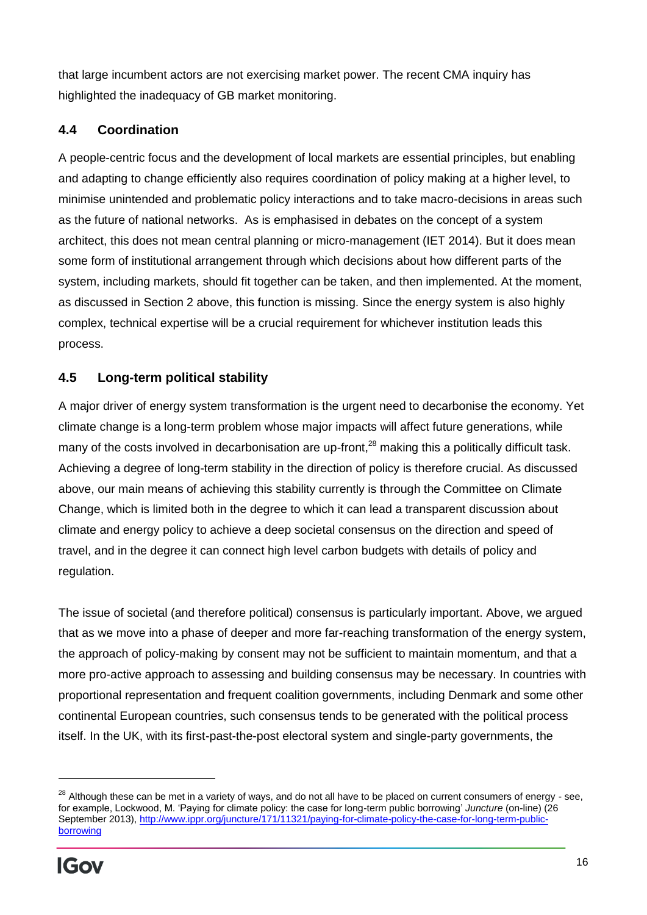that large incumbent actors are not exercising market power. The recent CMA inquiry has highlighted the inadequacy of GB market monitoring.

### 4.4 Coordination

A people-centric focus and the development of local markets are essential principles, but enabling and adapting to change efficiently also requires coordination of policy making at a higher level, to minimise unintended and problematic policy interactions and to take macro-decisions in areas such as the future of national networks. As is emphasised in debates on the concept of a system architect, this does not mean central planning or micro-management (IET 2014). But it does mean some form of institutional arrangement through which decisions about how different parts of the system, including markets, should fit together can be taken, and then implemented. At the moment, as discussed in Section 2 above, this function is missing. Since the energy system is also highly complex, technical expertise will be a crucial requirement for whichever institution leads this process.

### 4.5 Long-term political stability

A major driver of energy system transformation is the urgent need to decarbonise the economy. Yet climate change is a long-term problem whose major impacts will affect future generations, while many of the costs involved in decarbonisation are up-front,[28] making this a politically difficult task. Achieving a degree of long-term stability in the direction of policy is therefore crucial. As discussed above, our main means of achieving this stability currently is through the Committee on Climate Change, which is limited both in the degree to which it can lead a transparent discussion about climate and energy policy to achieve a deep societal consensus on the direction and speed of travel, and in the degree it can connect high level carbon budgets with details of policy and regulation.

The issue of societal (and therefore political) consensus is particularly important. Above, we argued that as we move into a phase of deeper and more far-reaching transformation of the energy system, the approach of policy-making by consent may not be sufficient to maintain momentum, and that a more pro-active approach to assessing and building consensus may be necessary. In countries with proportional representation and frequent coalition governments, including Denmark and some other continental European countries, such consensus tends to be generated with the political process itself. In the UK, with its first-past-the-post electoral system and single-party governments, the

---

[28] Although these can be met in a variety of ways, and do not all have to be placed on current consumers of energy - see, for example, Lockwood, M. 'Paying for climate policy: the case for long-term public borrowing' *Juncture* (on-line) (26 September 2013), http://www.ippr.org/juncture/171/11321/paying-for-climate-policy-the-case-for-long-term-public-borrowing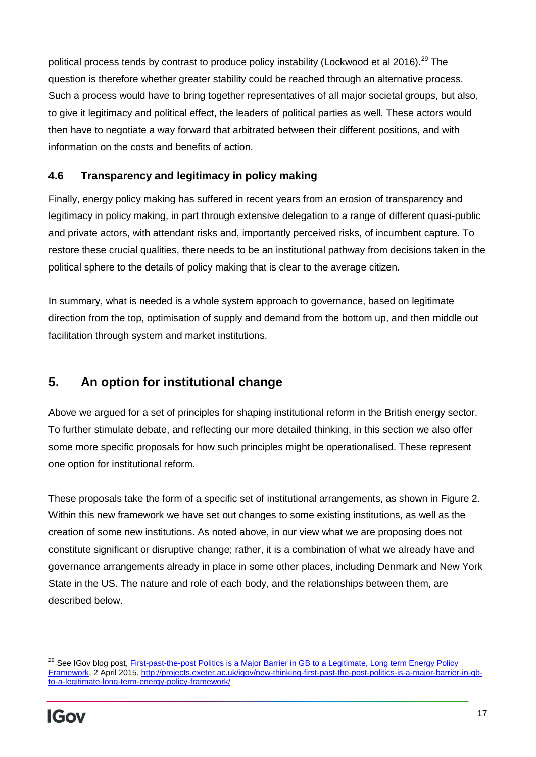political process tends by contrast to produce policy instability (Lockwood et al 2016).[29] The question is therefore whether greater stability could be reached through an alternative process. Such a process would have to bring together representatives of all major societal groups, but also, to give it legitimacy and political effect, the leaders of political parties as well. These actors would then have to negotiate a way forward that arbitrated between their different positions, and with information on the costs and benefits of action.

### 4.6 Transparency and legitimacy in policy making

Finally, energy policy making has suffered in recent years from an erosion of transparency and legitimacy in policy making, in part through extensive delegation to a range of different quasi-public and private actors, with attendant risks and, importantly perceived risks, of incumbent capture. To restore these crucial qualities, there needs to be an institutional pathway from decisions taken in the political sphere to the details of policy making that is clear to the average citizen.

In summary, what is needed is a whole system approach to governance, based on legitimate direction from the top, optimisation of supply and demand from the bottom up, and then middle out facilitation through system and market institutions.

## 5. An option for institutional change

Above we argued for a set of principles for shaping institutional reform in the British energy sector. To further stimulate debate, and reflecting our more detailed thinking, in this section we also offer some more specific proposals for how such principles might be operationalised. These represent one option for institutional reform.

These proposals take the form of a specific set of institutional arrangements, as shown in Figure 2. Within this new framework we have set out changes to some existing institutions, as well as the creation of some new institutions. As noted above, in our view what we are proposing does not constitute significant or disruptive change; rather, it is a combination of what we already have and governance arrangements already in place in some other places, including Denmark and New York State in the US. The nature and role of each body, and the relationships between them, are described below.

---

[29] See IGov blog post, First-past-the-post Politics is a Major Barrier in GB to a Legitimate, Long term Energy Policy Framework, 2 April 2015, http://projects.exeter.ac.uk/igov/new-thinking-first-past-the-post-politics-is-a-major-barrier-in-gb-to-a-legitimate-long-term-energy-policy-framework/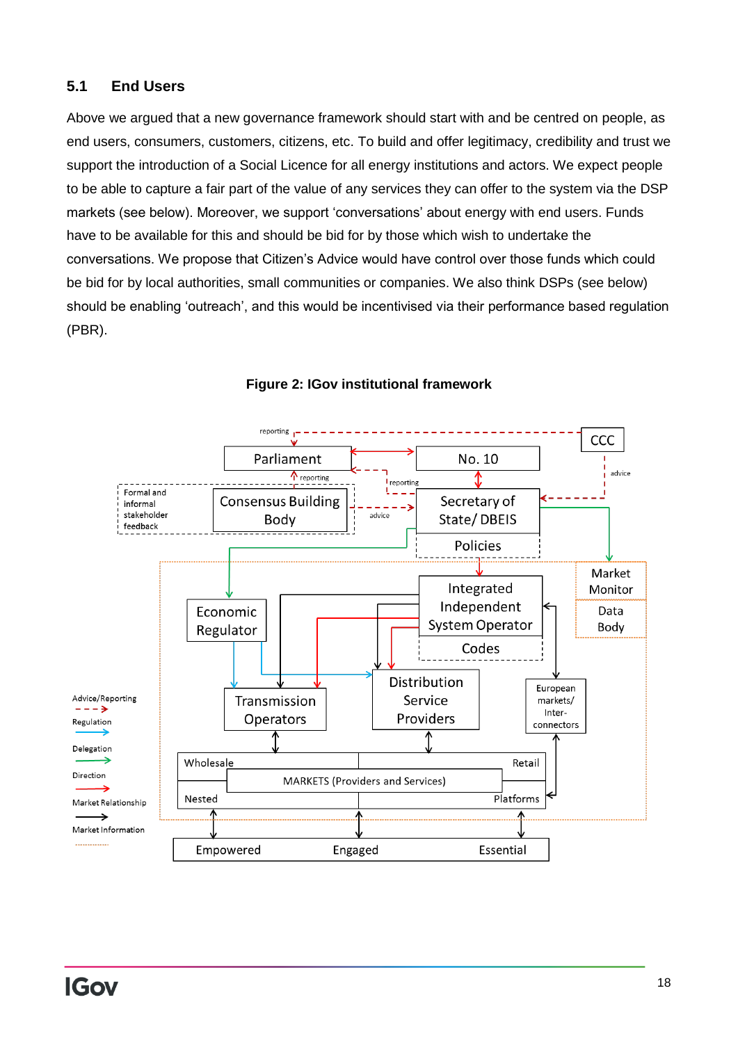## 5.1 End Users

Above we argued that a new governance framework should start with and be centred on people, as end users, consumers, customers, citizens, etc. To build and offer legitimacy, credibility and trust we support the introduction of a Social Licence for all energy institutions and actors. We expect people to be able to capture a fair part of the value of any services they can offer to the system via the DSP markets (see below). Moreover, we support 'conversations' about energy with end users. Funds have to be available for this and should be bid for by those which wish to undertake the conversations. We propose that Citizen's Advice would have control over those funds which could be bid for by local authorities, small communities or companies. We also think DSPs (see below) should be enabling 'outreach', and this would be incentivised via their performance based regulation (PBR).

**Figure 2: IGov institutional framework**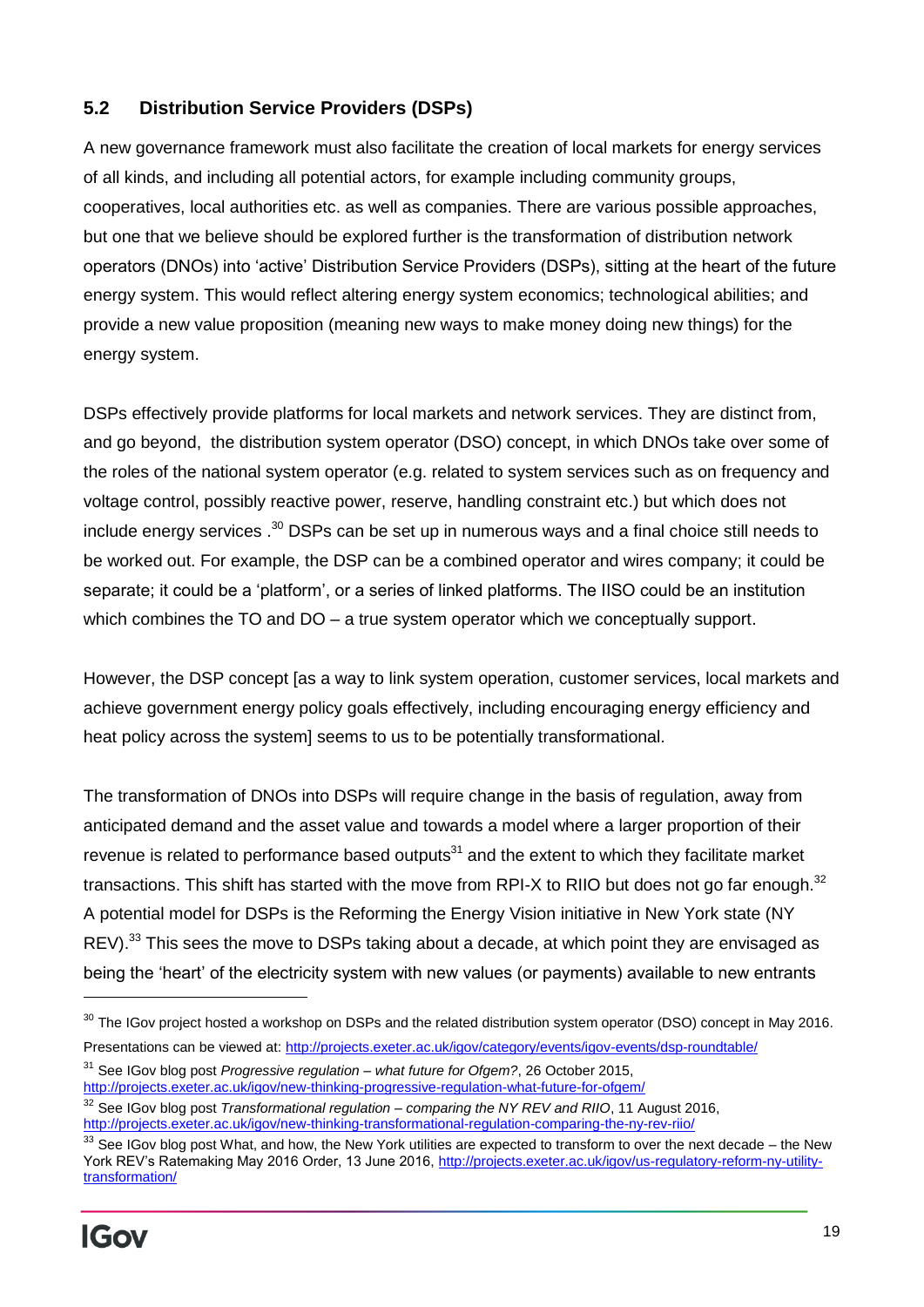### 5.2 Distribution Service Providers (DSPs)

A new governance framework must also facilitate the creation of local markets for energy services of all kinds, and including all potential actors, for example including community groups, cooperatives, local authorities etc. as well as companies. There are various possible approaches, but one that we believe should be explored further is the transformation of distribution network operators (DNOs) into 'active' Distribution Service Providers (DSPs), sitting at the heart of the future energy system. This would reflect altering energy system economics; technological abilities; and provide a new value proposition (meaning new ways to make money doing new things) for the energy system.

DSPs effectively provide platforms for local markets and network services. They are distinct from, and go beyond, the distribution system operator (DSO) concept, in which DNOs take over some of the roles of the national system operator (e.g. related to system services such as on frequency and voltage control, possibly reactive power, reserve, handling constraint etc.) but which does not include energy services .[30] DSPs can be set up in numerous ways and a final choice still needs to be worked out. For example, the DSP can be a combined operator and wires company; it could be separate; it could be a 'platform', or a series of linked platforms. The IISO could be an institution which combines the TO and DO – a true system operator which we conceptually support.

However, the DSP concept [as a way to link system operation, customer services, local markets and achieve government energy policy goals effectively, including encouraging energy efficiency and heat policy across the system] seems to us to be potentially transformational.

The transformation of DNOs into DSPs will require change in the basis of regulation, away from anticipated demand and the asset value and towards a model where a larger proportion of their revenue is related to performance based outputs[31] and the extent to which they facilitate market transactions. This shift has started with the move from RPI-X to RIIO but does not go far enough.[32] A potential model for DSPs is the Reforming the Energy Vision initiative in New York state (NY REV).[33] This sees the move to DSPs taking about a decade, at which point they are envisaged as being the 'heart' of the electricity system with new values (or payments) available to new entrants

---

[30] The IGov project hosted a workshop on DSPs and the related distribution system operator (DSO) concept in May 2016. Presentations can be viewed at: http://projects.exeter.ac.uk/igov/category/events/igov-events/dsp-roundtable/

[31] See IGov blog post *Progressive regulation – what future for Ofgem?*, 26 October 2015, http://projects.exeter.ac.uk/igov/new-thinking-progressive-regulation-what-future-for-ofgem/

[32] See IGov blog post *Transformational regulation – comparing the NY REV and RIIO*, 11 August 2016, http://projects.exeter.ac.uk/igov/new-thinking-transformational-regulation-comparing-the-ny-rev-riio/

[33] See IGov blog post What, and how, the New York utilities are expected to transform to over the next decade – the New York REV's Ratemaking May 2016 Order, 13 June 2016, http://projects.exeter.ac.uk/igov/us-regulatory-reform-ny-utility-transformation/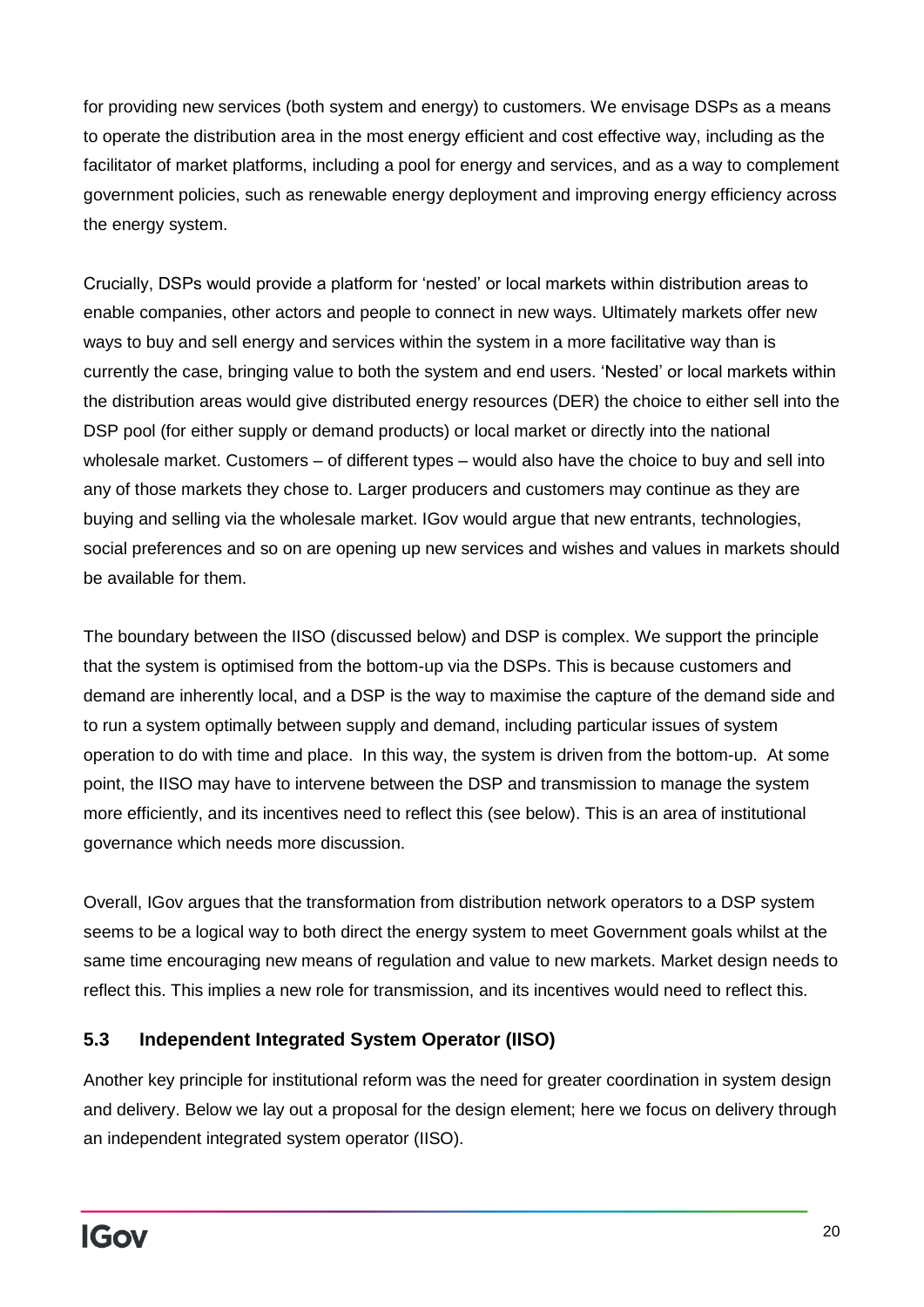for providing new services (both system and energy) to customers. We envisage DSPs as a means to operate the distribution area in the most energy efficient and cost effective way, including as the facilitator of market platforms, including a pool for energy and services, and as a way to complement government policies, such as renewable energy deployment and improving energy efficiency across the energy system.

Crucially, DSPs would provide a platform for 'nested' or local markets within distribution areas to enable companies, other actors and people to connect in new ways. Ultimately markets offer new ways to buy and sell energy and services within the system in a more facilitative way than is currently the case, bringing value to both the system and end users. 'Nested' or local markets within the distribution areas would give distributed energy resources (DER) the choice to either sell into the DSP pool (for either supply or demand products) or local market or directly into the national wholesale market. Customers – of different types – would also have the choice to buy and sell into any of those markets they chose to. Larger producers and customers may continue as they are buying and selling via the wholesale market. IGov would argue that new entrants, technologies, social preferences and so on are opening up new services and wishes and values in markets should be available for them.

The boundary between the IISO (discussed below) and DSP is complex. We support the principle that the system is optimised from the bottom-up via the DSPs. This is because customers and demand are inherently local, and a DSP is the way to maximise the capture of the demand side and to run a system optimally between supply and demand, including particular issues of system operation to do with time and place. In this way, the system is driven from the bottom-up. At some point, the IISO may have to intervene between the DSP and transmission to manage the system more efficiently, and its incentives need to reflect this (see below). This is an area of institutional governance which needs more discussion.

Overall, IGov argues that the transformation from distribution network operators to a DSP system seems to be a logical way to both direct the energy system to meet Government goals whilst at the same time encouraging new means of regulation and value to new markets. Market design needs to reflect this. This implies a new role for transmission, and its incentives would need to reflect this.

## 5.3 Independent Integrated System Operator (IISO)

Another key principle for institutional reform was the need for greater coordination in system design and delivery. Below we lay out a proposal for the design element; here we focus on delivery through an independent integrated system operator (IISO).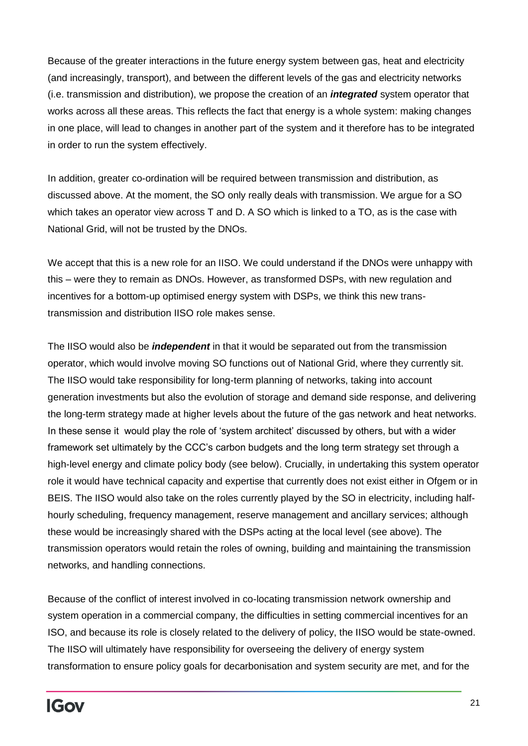Because of the greater interactions in the future energy system between gas, heat and electricity (and increasingly, transport), and between the different levels of the gas and electricity networks (i.e. transmission and distribution), we propose the creation of an ***integrated*** system operator that works across all these areas. This reflects the fact that energy is a whole system: making changes in one place, will lead to changes in another part of the system and it therefore has to be integrated in order to run the system effectively.

In addition, greater co-ordination will be required between transmission and distribution, as discussed above. At the moment, the SO only really deals with transmission. We argue for a SO which takes an operator view across T and D. A SO which is linked to a TO, as is the case with National Grid, will not be trusted by the DNOs.

We accept that this is a new role for an IISO. We could understand if the DNOs were unhappy with this – were they to remain as DNOs. However, as transformed DSPs, with new regulation and incentives for a bottom-up optimised energy system with DSPs, we think this new trans-transmission and distribution IISO role makes sense.

The IISO would also be ***independent*** in that it would be separated out from the transmission operator, which would involve moving SO functions out of National Grid, where they currently sit. The IISO would take responsibility for long-term planning of networks, taking into account generation investments but also the evolution of storage and demand side response, and delivering the long-term strategy made at higher levels about the future of the gas network and heat networks. In these sense it would play the role of 'system architect' discussed by others, but with a wider framework set ultimately by the CCC's carbon budgets and the long term strategy set through a high-level energy and climate policy body (see below). Crucially, in undertaking this system operator role it would have technical capacity and expertise that currently does not exist either in Ofgem or in BEIS. The IISO would also take on the roles currently played by the SO in electricity, including half-hourly scheduling, frequency management, reserve management and ancillary services; although these would be increasingly shared with the DSPs acting at the local level (see above). The transmission operators would retain the roles of owning, building and maintaining the transmission networks, and handling connections.

Because of the conflict of interest involved in co-locating transmission network ownership and system operation in a commercial company, the difficulties in setting commercial incentives for an ISO, and because its role is closely related to the delivery of policy, the IISO would be state-owned. The IISO will ultimately have responsibility for overseeing the delivery of energy system transformation to ensure policy goals for decarbonisation and system security are met, and for the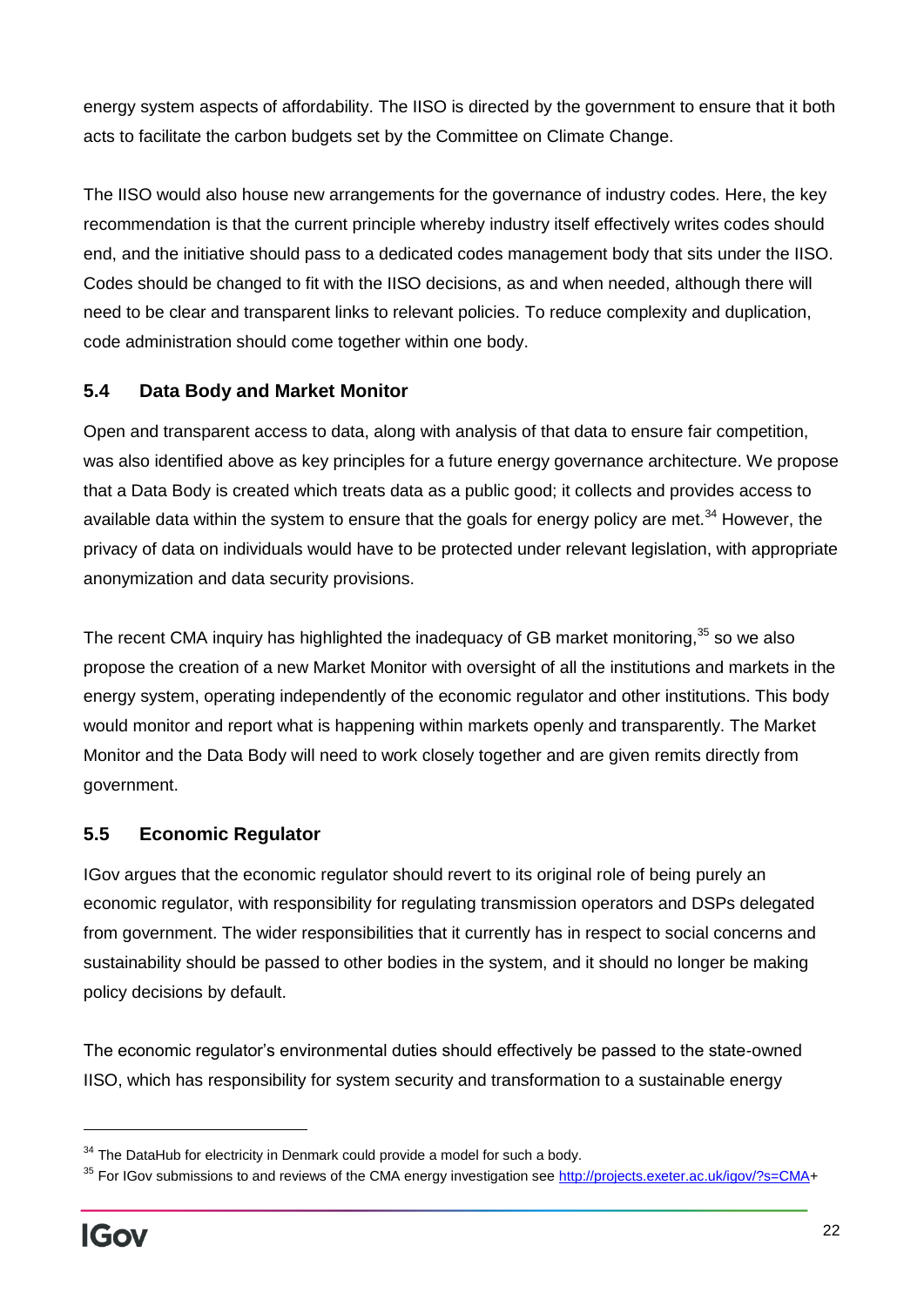energy system aspects of affordability. The IISO is directed by the government to ensure that it both acts to facilitate the carbon budgets set by the Committee on Climate Change.

The IISO would also house new arrangements for the governance of industry codes. Here, the key recommendation is that the current principle whereby industry itself effectively writes codes should end, and the initiative should pass to a dedicated codes management body that sits under the IISO. Codes should be changed to fit with the IISO decisions, as and when needed, although there will need to be clear and transparent links to relevant policies. To reduce complexity and duplication, code administration should come together within one body.

### 5.4 Data Body and Market Monitor

Open and transparent access to data, along with analysis of that data to ensure fair competition, was also identified above as key principles for a future energy governance architecture. We propose that a Data Body is created which treats data as a public good; it collects and provides access to available data within the system to ensure that the goals for energy policy are met.[34] However, the privacy of data on individuals would have to be protected under relevant legislation, with appropriate anonymization and data security provisions.

The recent CMA inquiry has highlighted the inadequacy of GB market monitoring,[35] so we also propose the creation of a new Market Monitor with oversight of all the institutions and markets in the energy system, operating independently of the economic regulator and other institutions. This body would monitor and report what is happening within markets openly and transparently. The Market Monitor and the Data Body will need to work closely together and are given remits directly from government.

### 5.5 Economic Regulator

IGov argues that the economic regulator should revert to its original role of being purely an economic regulator, with responsibility for regulating transmission operators and DSPs delegated from government. The wider responsibilities that it currently has in respect to social concerns and sustainability should be passed to other bodies in the system, and it should no longer be making policy decisions by default.

The economic regulator's environmental duties should effectively be passed to the state-owned IISO, which has responsibility for system security and transformation to a sustainable energy

---

[34] The DataHub for electricity in Denmark could provide a model for such a body.

[35] For IGov submissions to and reviews of the CMA energy investigation see http://projects.exeter.ac.uk/igov/?s=CMA+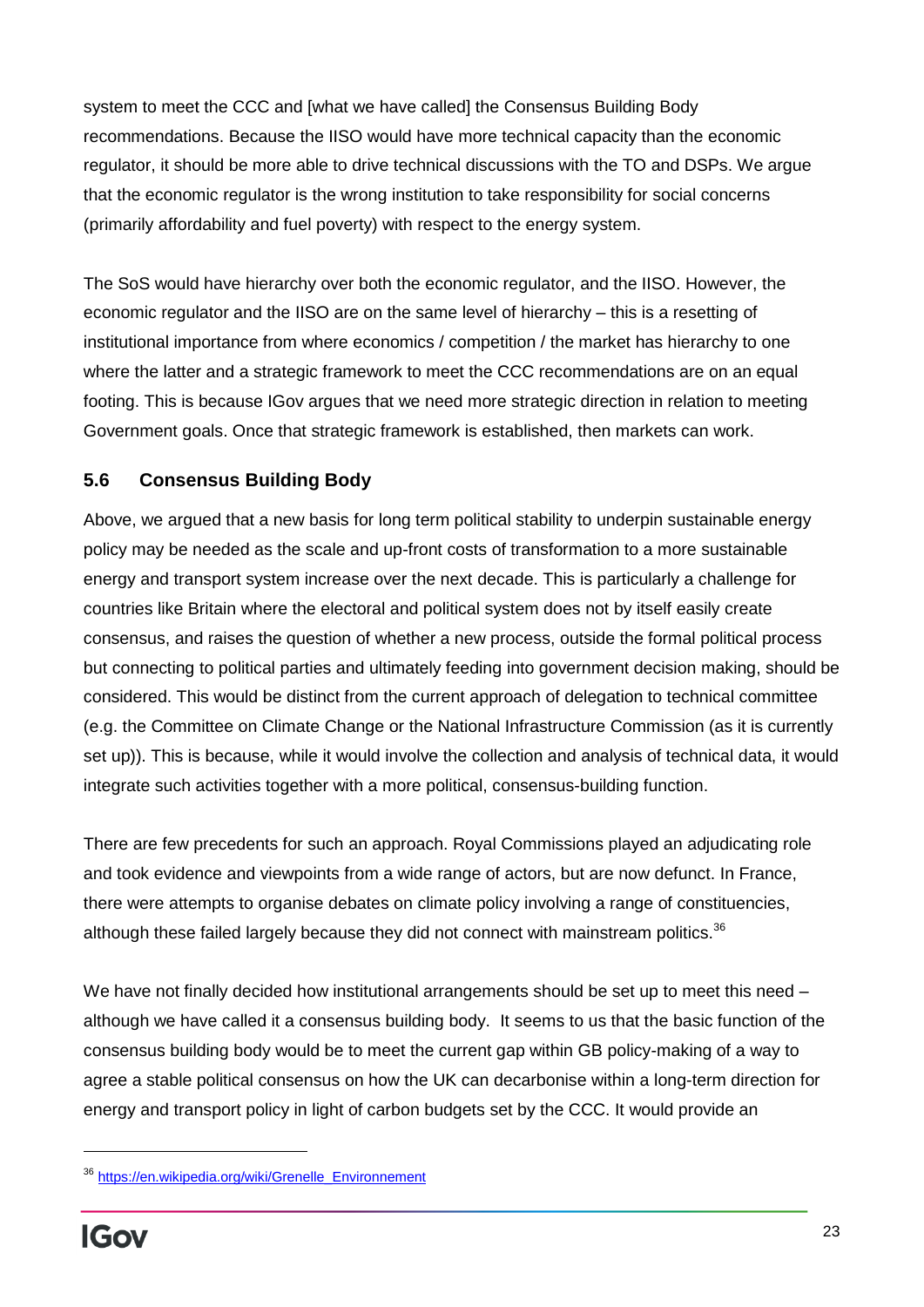system to meet the CCC and [what we have called] the Consensus Building Body recommendations. Because the IISO would have more technical capacity than the economic regulator, it should be more able to drive technical discussions with the TO and DSPs. We argue that the economic regulator is the wrong institution to take responsibility for social concerns (primarily affordability and fuel poverty) with respect to the energy system.

The SoS would have hierarchy over both the economic regulator, and the IISO. However, the economic regulator and the IISO are on the same level of hierarchy – this is a resetting of institutional importance from where economics / competition / the market has hierarchy to one where the latter and a strategic framework to meet the CCC recommendations are on an equal footing. This is because IGov argues that we need more strategic direction in relation to meeting Government goals. Once that strategic framework is established, then markets can work.

### 5.6 Consensus Building Body

Above, we argued that a new basis for long term political stability to underpin sustainable energy policy may be needed as the scale and up-front costs of transformation to a more sustainable energy and transport system increase over the next decade. This is particularly a challenge for countries like Britain where the electoral and political system does not by itself easily create consensus, and raises the question of whether a new process, outside the formal political process but connecting to political parties and ultimately feeding into government decision making, should be considered. This would be distinct from the current approach of delegation to technical committee (e.g. the Committee on Climate Change or the National Infrastructure Commission (as it is currently set up)). This is because, while it would involve the collection and analysis of technical data, it would integrate such activities together with a more political, consensus-building function.

There are few precedents for such an approach. Royal Commissions played an adjudicating role and took evidence and viewpoints from a wide range of actors, but are now defunct. In France, there were attempts to organise debates on climate policy involving a range of constituencies, although these failed largely because they did not connect with mainstream politics.[36]

We have not finally decided how institutional arrangements should be set up to meet this need – although we have called it a consensus building body. It seems to us that the basic function of the consensus building body would be to meet the current gap within GB policy-making of a way to agree a stable political consensus on how the UK can decarbonise within a long-term direction for energy and transport policy in light of carbon budgets set by the CCC. It would provide an

[36] https://en.wikipedia.org/wiki/Grenelle_Environnement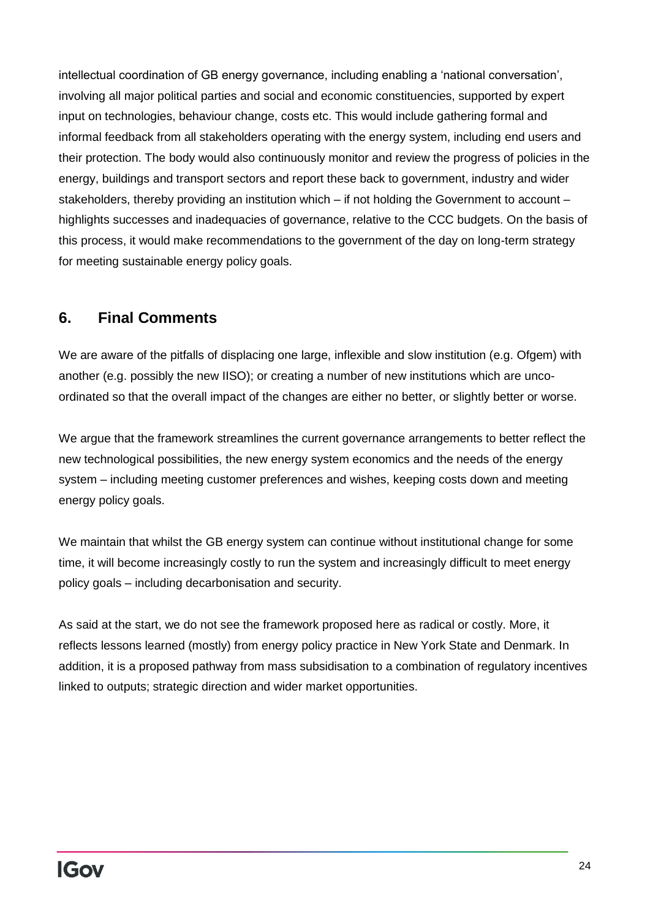intellectual coordination of GB energy governance, including enabling a 'national conversation', involving all major political parties and social and economic constituencies, supported by expert input on technologies, behaviour change, costs etc. This would include gathering formal and informal feedback from all stakeholders operating with the energy system, including end users and their protection. The body would also continuously monitor and review the progress of policies in the energy, buildings and transport sectors and report these back to government, industry and wider stakeholders, thereby providing an institution which – if not holding the Government to account – highlights successes and inadequacies of governance, relative to the CCC budgets. On the basis of this process, it would make recommendations to the government of the day on long-term strategy for meeting sustainable energy policy goals.

## 6. Final Comments

We are aware of the pitfalls of displacing one large, inflexible and slow institution (e.g. Ofgem) with another (e.g. possibly the new IISO); or creating a number of new institutions which are unco-ordinated so that the overall impact of the changes are either no better, or slightly better or worse.

We argue that the framework streamlines the current governance arrangements to better reflect the new technological possibilities, the new energy system economics and the needs of the energy system – including meeting customer preferences and wishes, keeping costs down and meeting energy policy goals.

We maintain that whilst the GB energy system can continue without institutional change for some time, it will become increasingly costly to run the system and increasingly difficult to meet energy policy goals – including decarbonisation and security.

As said at the start, we do not see the framework proposed here as radical or costly. More, it reflects lessons learned (mostly) from energy policy practice in New York State and Denmark. In addition, it is a proposed pathway from mass subsidisation to a combination of regulatory incentives linked to outputs; strategic direction and wider market opportunities.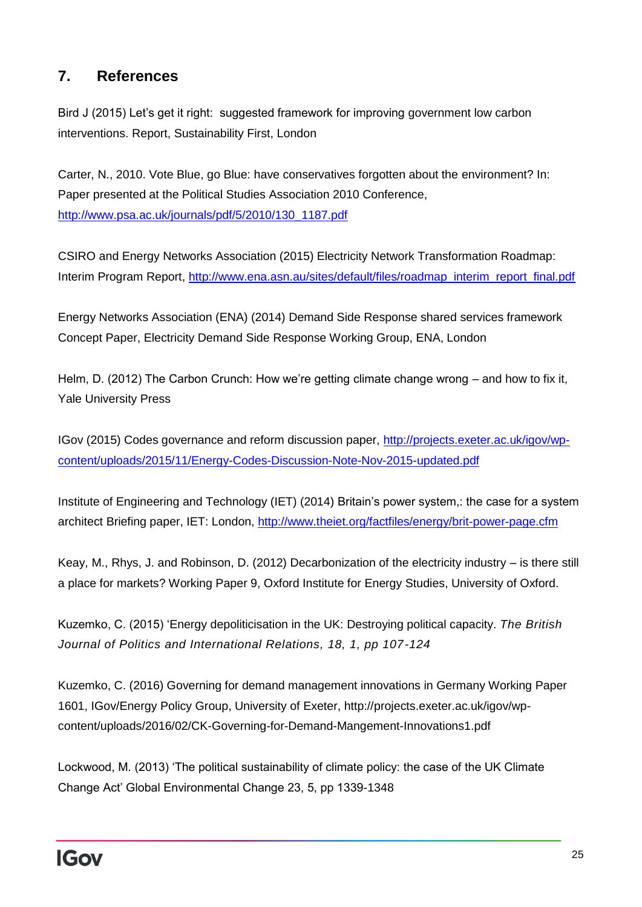## 7. References

Bird J (2015) Let's get it right: suggested framework for improving government low carbon interventions. Report, Sustainability First, London

Carter, N., 2010. Vote Blue, go Blue: have conservatives forgotten about the environment? In: Paper presented at the Political Studies Association 2010 Conference, http://www.psa.ac.uk/journals/pdf/5/2010/130_1187.pdf

CSIRO and Energy Networks Association (2015) Electricity Network Transformation Roadmap: Interim Program Report, http://www.ena.asn.au/sites/default/files/roadmap_interim_report_final.pdf

Energy Networks Association (ENA) (2014) Demand Side Response shared services framework Concept Paper, Electricity Demand Side Response Working Group, ENA, London

Helm, D. (2012) The Carbon Crunch: How we're getting climate change wrong – and how to fix it, Yale University Press

IGov (2015) Codes governance and reform discussion paper, http://projects.exeter.ac.uk/igov/wp-content/uploads/2015/11/Energy-Codes-Discussion-Note-Nov-2015-updated.pdf

Institute of Engineering and Technology (IET) (2014) Britain's power system,: the case for a system architect Briefing paper, IET: London, http://www.theiet.org/factfiles/energy/brit-power-page.cfm

Keay, M., Rhys, J. and Robinson, D. (2012) Decarbonization of the electricity industry – is there still a place for markets? Working Paper 9, Oxford Institute for Energy Studies, University of Oxford.

Kuzemko, C. (2015) 'Energy depoliticisation in the UK: Destroying political capacity. *The British Journal of Politics and International Relations, 18, 1, pp 107-124*

Kuzemko, C. (2016) Governing for demand management innovations in Germany Working Paper 1601, IGov/Energy Policy Group, University of Exeter, http://projects.exeter.ac.uk/igov/wp-content/uploads/2016/02/CK-Governing-for-Demand-Mangement-Innovations1.pdf

Lockwood, M. (2013) 'The political sustainability of climate policy: the case of the UK Climate Change Act' Global Environmental Change 23, 5, pp 1339-1348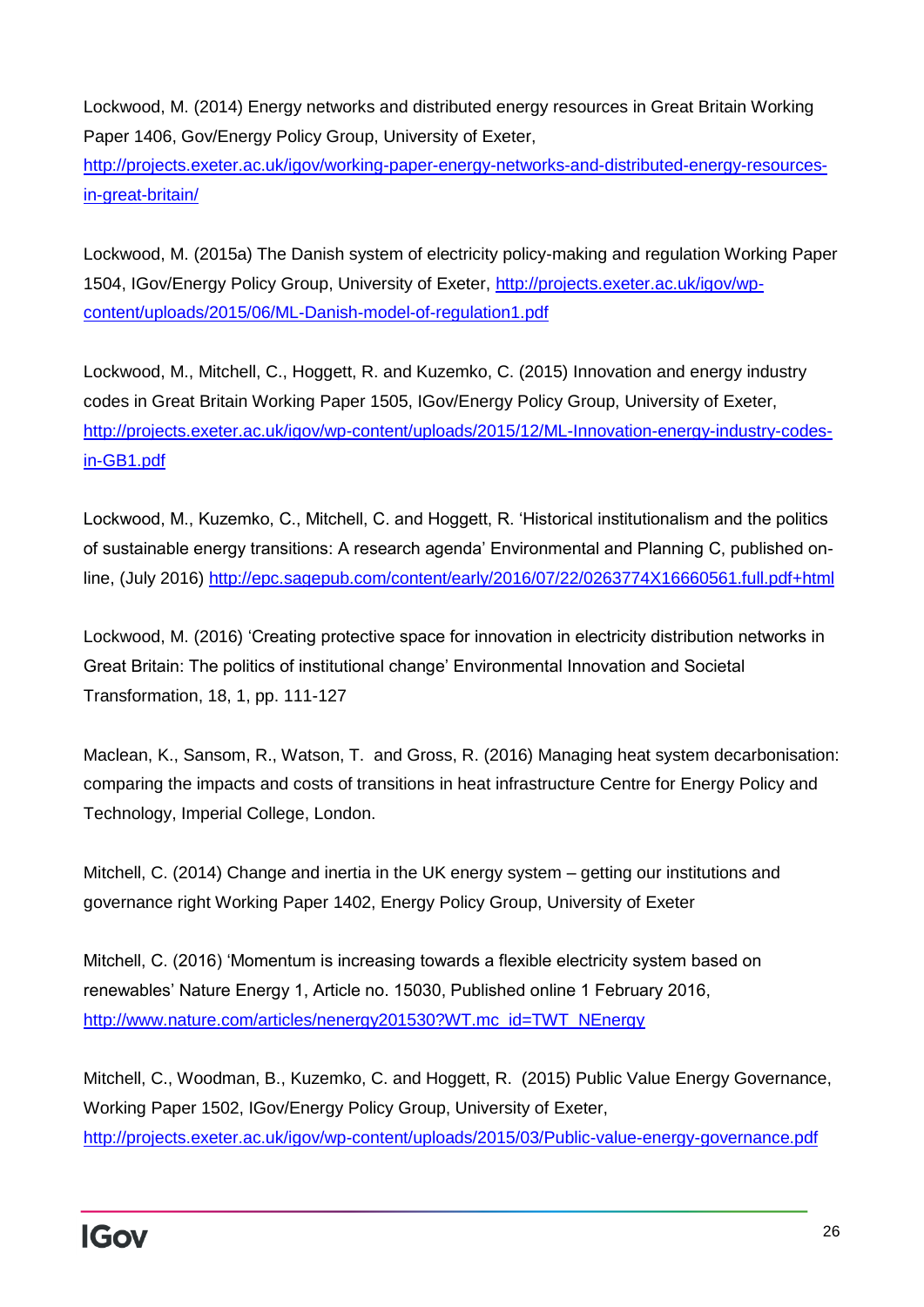Lockwood, M. (2014) Energy networks and distributed energy resources in Great Britain Working Paper 1406, Gov/Energy Policy Group, University of Exeter, http://projects.exeter.ac.uk/igov/working-paper-energy-networks-and-distributed-energy-resources-in-great-britain/

Lockwood, M. (2015a) The Danish system of electricity policy-making and regulation Working Paper 1504, IGov/Energy Policy Group, University of Exeter, http://projects.exeter.ac.uk/igov/wp-content/uploads/2015/06/ML-Danish-model-of-regulation1.pdf

Lockwood, M., Mitchell, C., Hoggett, R. and Kuzemko, C. (2015) Innovation and energy industry codes in Great Britain Working Paper 1505, IGov/Energy Policy Group, University of Exeter, http://projects.exeter.ac.uk/igov/wp-content/uploads/2015/12/ML-Innovation-energy-industry-codes-in-GB1.pdf

Lockwood, M., Kuzemko, C., Mitchell, C. and Hoggett, R. 'Historical institutionalism and the politics of sustainable energy transitions: A research agenda' Environmental and Planning C, published on-line, (July 2016) http://epc.sagepub.com/content/early/2016/07/22/0263774X16660561.full.pdf+html

Lockwood, M. (2016) 'Creating protective space for innovation in electricity distribution networks in Great Britain: The politics of institutional change' Environmental Innovation and Societal Transformation, 18, 1, pp. 111-127

Maclean, K., Sansom, R., Watson, T. and Gross, R. (2016) Managing heat system decarbonisation: comparing the impacts and costs of transitions in heat infrastructure Centre for Energy Policy and Technology, Imperial College, London.

Mitchell, C. (2014) Change and inertia in the UK energy system – getting our institutions and governance right Working Paper 1402, Energy Policy Group, University of Exeter

Mitchell, C. (2016) 'Momentum is increasing towards a flexible electricity system based on renewables' Nature Energy 1, Article no. 15030, Published online 1 February 2016, http://www.nature.com/articles/nenergy201530?WT.mc_id=TWT_NEnergy

Mitchell, C., Woodman, B., Kuzemko, C. and Hoggett, R. (2015) Public Value Energy Governance, Working Paper 1502, IGov/Energy Policy Group, University of Exeter, http://projects.exeter.ac.uk/igov/wp-content/uploads/2015/03/Public-value-energy-governance.pdf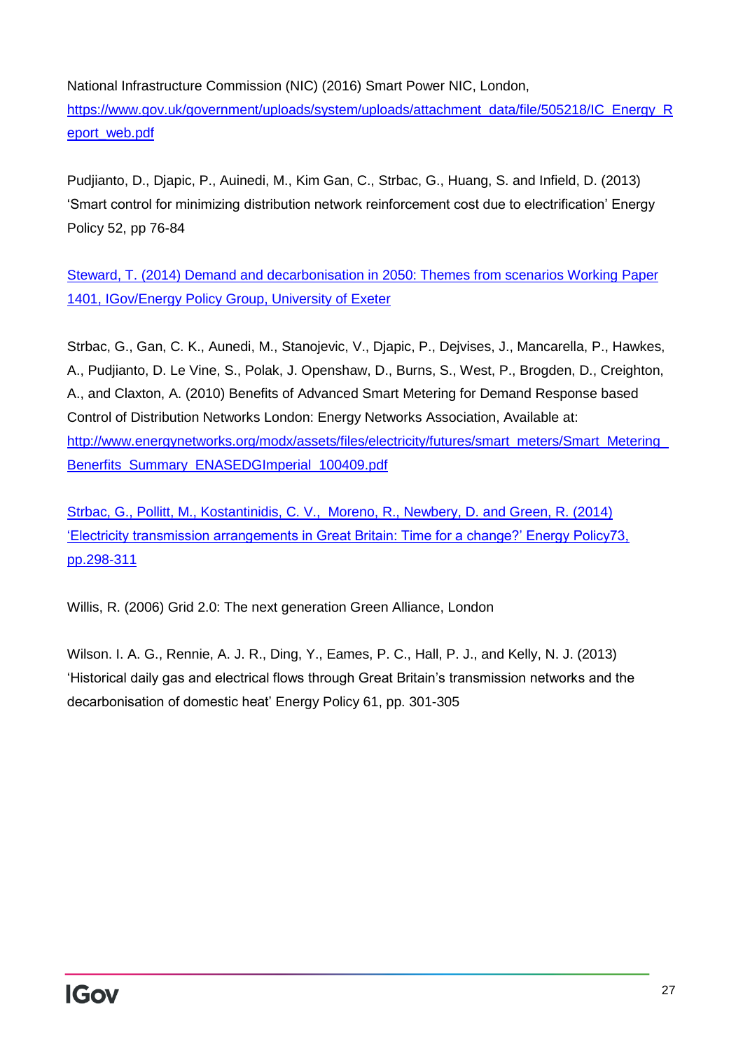National Infrastructure Commission (NIC) (2016) Smart Power NIC, London, https://www.gov.uk/government/uploads/system/uploads/attachment_data/file/505218/IC_Energy_Report_web.pdf

Pudjianto, D., Djapic, P., Auinedi, M., Kim Gan, C., Strbac, G., Huang, S. and Infield, D. (2013) 'Smart control for minimizing distribution network reinforcement cost due to electrification' Energy Policy 52, pp 76-84

Steward, T. (2014) Demand and decarbonisation in 2050: Themes from scenarios Working Paper 1401, IGov/Energy Policy Group, University of Exeter

Strbac, G., Gan, C. K., Aunedi, M., Stanojevic, V., Djapic, P., Dejvises, J., Mancarella, P., Hawkes, A., Pudjianto, D. Le Vine, S., Polak, J. Openshaw, D., Burns, S., West, P., Brogden, D., Creighton, A., and Claxton, A. (2010) Benefits of Advanced Smart Metering for Demand Response based Control of Distribution Networks London: Energy Networks Association, Available at: http://www.energynetworks.org/modx/assets/files/electricity/futures/smart_meters/Smart_Metering_Benerfits_Summary_ENASEDGImperial_100409.pdf

Strbac, G., Pollitt, M., Kostantinidis, C. V., Moreno, R., Newbery, D. and Green, R. (2014) 'Electricity transmission arrangements in Great Britain: Time for a change?' Energy Policy73, pp.298-311

Willis, R. (2006) Grid 2.0: The next generation Green Alliance, London

Wilson. I. A. G., Rennie, A. J. R., Ding, Y., Eames, P. C., Hall, P. J., and Kelly, N. J. (2013) 'Historical daily gas and electrical flows through Great Britain's transmission networks and the decarbonisation of domestic heat' Energy Policy 61, pp. 301-305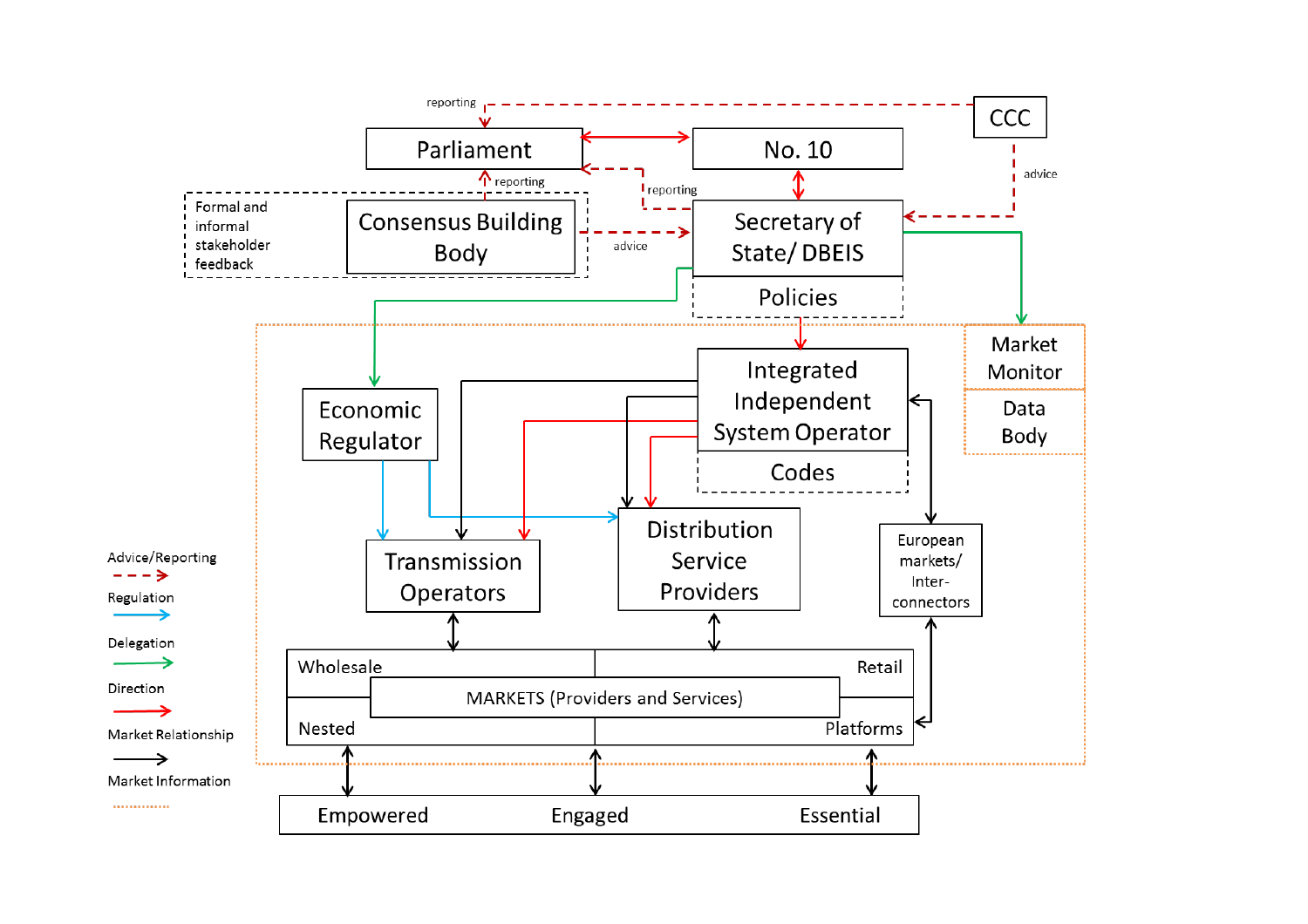reporting

Parliament

No. 10

CCC

reporting

reporting

advice

Formal and informal stakeholder feedback

Consensus Building Body

advice

Secretary of State/ DBEIS

Policies

Market Monitor

Data Body

Economic Regulator

Integrated Independent System Operator

Codes

Transmission Operators

Distribution Service Providers

European markets/ Inter-connectors

Wholesale

Retail

MARKETS (Providers and Services)

Nested

Platforms

Empowered

Engaged

Essential

Advice/Reporting

Regulation

Delegation

Direction

Market Relationship

Market Information